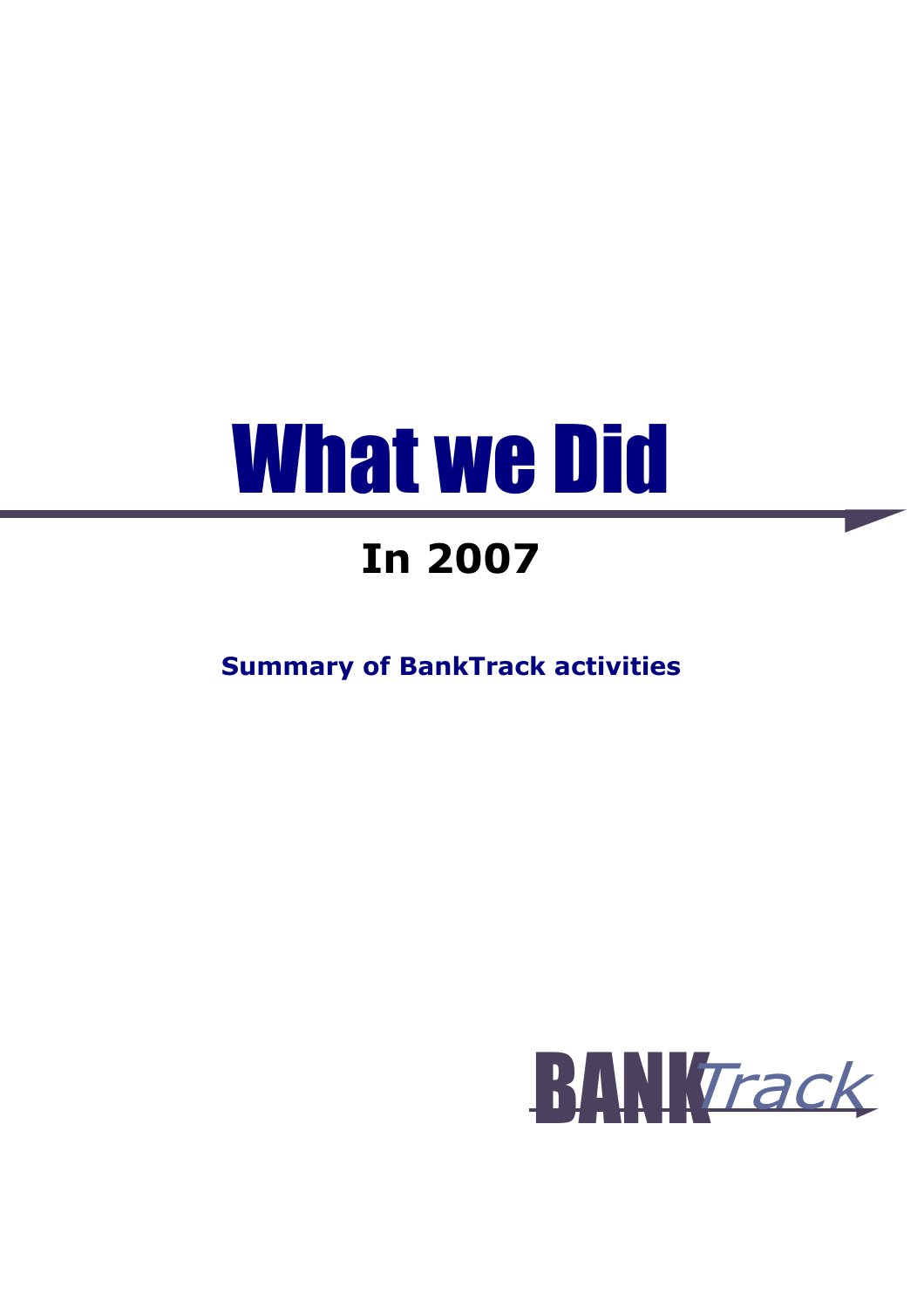# What we Did

## In 2007

**Summary of BankTrack activities**

BANKTrack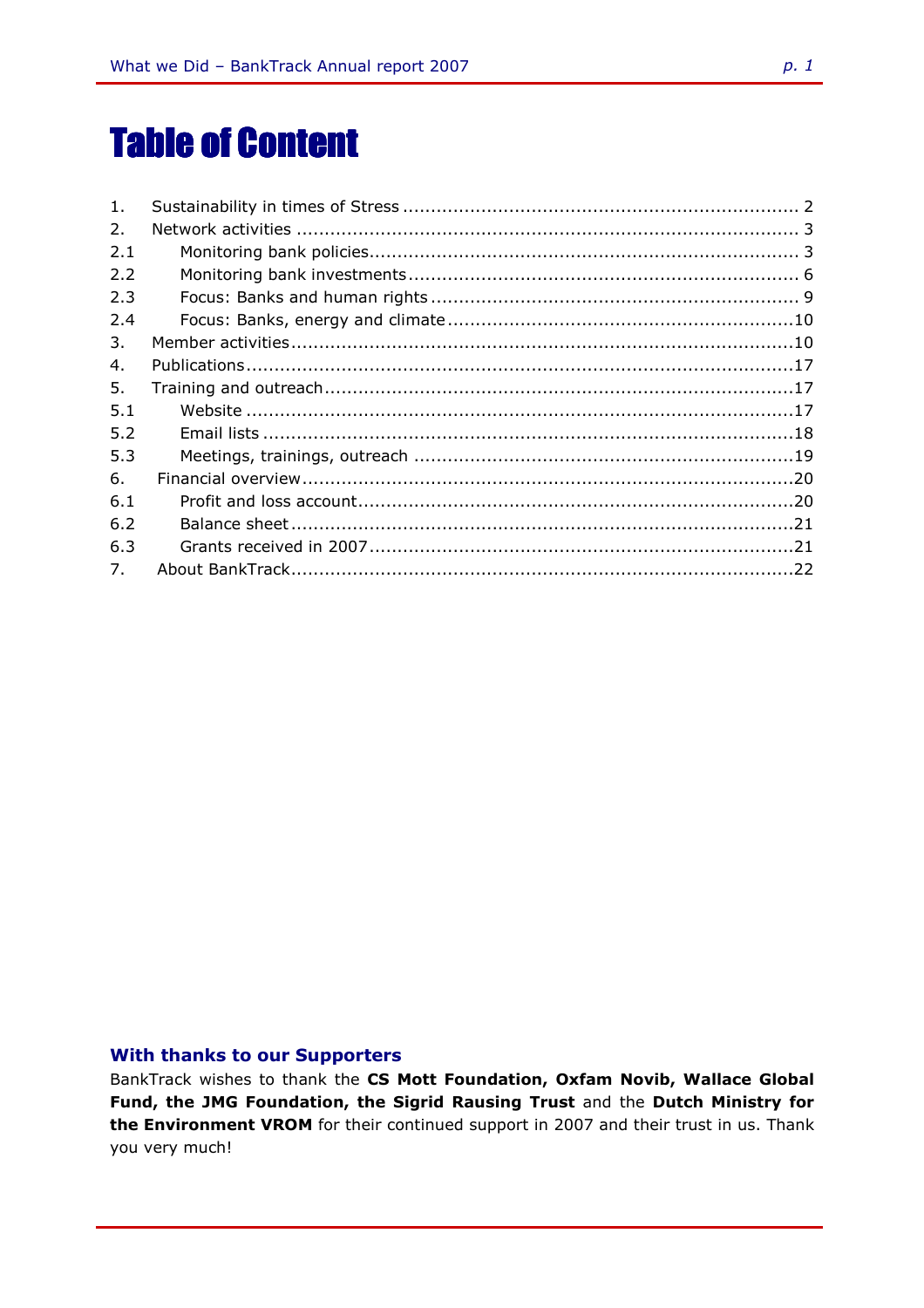# Table of Content

| | | |
|---|---|---|
| 1. | Sustainability in times of Stress | 2 |
| 2. | Network activities | 3 |
| 2.1 | Monitoring bank policies | 3 |
| 2.2 | Monitoring bank investments | 6 |
| 2.3 | Focus: Banks and human rights | 9 |
| 2.4 | Focus: Banks, energy and climate | 10 |
| 3. | Member activities | 10 |
| 4. | Publications | 17 |
| 5. | Training and outreach | 17 |
| 5.1 | Website | 17 |
| 5.2 | Email lists | 18 |
| 5.3 | Meetings, trainings, outreach | 19 |
| 6. | Financial overview | 20 |
| 6.1 | Profit and loss account | 20 |
| 6.2 | Balance sheet | 21 |
| 6.3 | Grants received in 2007 | 21 |
| 7. | About BankTrack | 22 |

### With thanks to our Supporters

BankTrack wishes to thank the **CS Mott Foundation, Oxfam Novib, Wallace Global Fund, the JMG Foundation, the Sigrid Rausing Trust** and the **Dutch Ministry for the Environment VROM** for their continued support in 2007 and their trust in us. Thank you very much!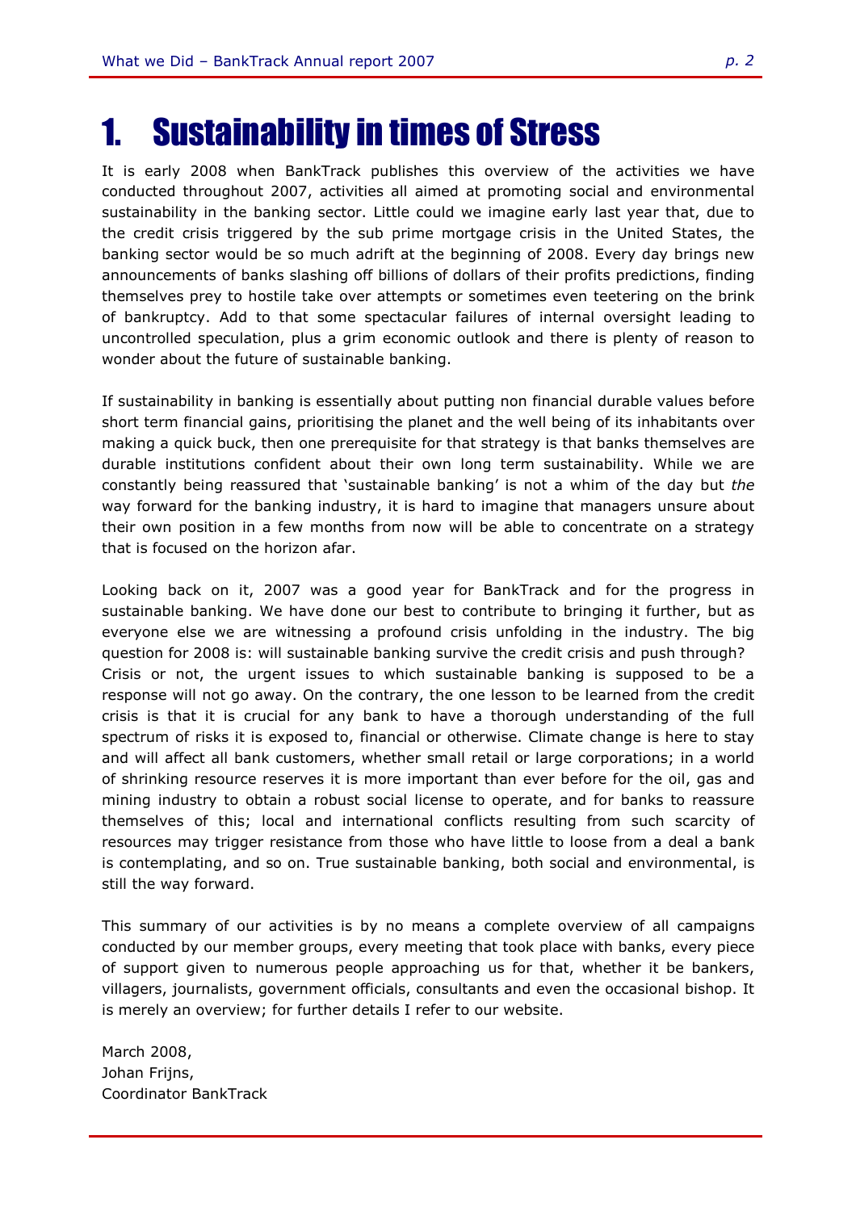# 1. Sustainability in times of Stress

It is early 2008 when BankTrack publishes this overview of the activities we have conducted throughout 2007, activities all aimed at promoting social and environmental sustainability in the banking sector. Little could we imagine early last year that, due to the credit crisis triggered by the sub prime mortgage crisis in the United States, the banking sector would be so much adrift at the beginning of 2008. Every day brings new announcements of banks slashing off billions of dollars of their profits predictions, finding themselves prey to hostile take over attempts or sometimes even teetering on the brink of bankruptcy. Add to that some spectacular failures of internal oversight leading to uncontrolled speculation, plus a grim economic outlook and there is plenty of reason to wonder about the future of sustainable banking.

If sustainability in banking is essentially about putting non financial durable values before short term financial gains, prioritising the planet and the well being of its inhabitants over making a quick buck, then one prerequisite for that strategy is that banks themselves are durable institutions confident about their own long term sustainability. While we are constantly being reassured that 'sustainable banking' is not a whim of the day but *the* way forward for the banking industry, it is hard to imagine that managers unsure about their own position in a few months from now will be able to concentrate on a strategy that is focused on the horizon afar.

Looking back on it, 2007 was a good year for BankTrack and for the progress in sustainable banking. We have done our best to contribute to bringing it further, but as everyone else we are witnessing a profound crisis unfolding in the industry. The big question for 2008 is: will sustainable banking survive the credit crisis and push through? Crisis or not, the urgent issues to which sustainable banking is supposed to be a response will not go away. On the contrary, the one lesson to be learned from the credit crisis is that it is crucial for any bank to have a thorough understanding of the full spectrum of risks it is exposed to, financial or otherwise. Climate change is here to stay and will affect all bank customers, whether small retail or large corporations; in a world of shrinking resource reserves it is more important than ever before for the oil, gas and mining industry to obtain a robust social license to operate, and for banks to reassure themselves of this; local and international conflicts resulting from such scarcity of resources may trigger resistance from those who have little to loose from a deal a bank is contemplating, and so on. True sustainable banking, both social and environmental, is still the way forward.

This summary of our activities is by no means a complete overview of all campaigns conducted by our member groups, every meeting that took place with banks, every piece of support given to numerous people approaching us for that, whether it be bankers, villagers, journalists, government officials, consultants and even the occasional bishop. It is merely an overview; for further details I refer to our website.

March 2008,
Johan Frijns,
Coordinator BankTrack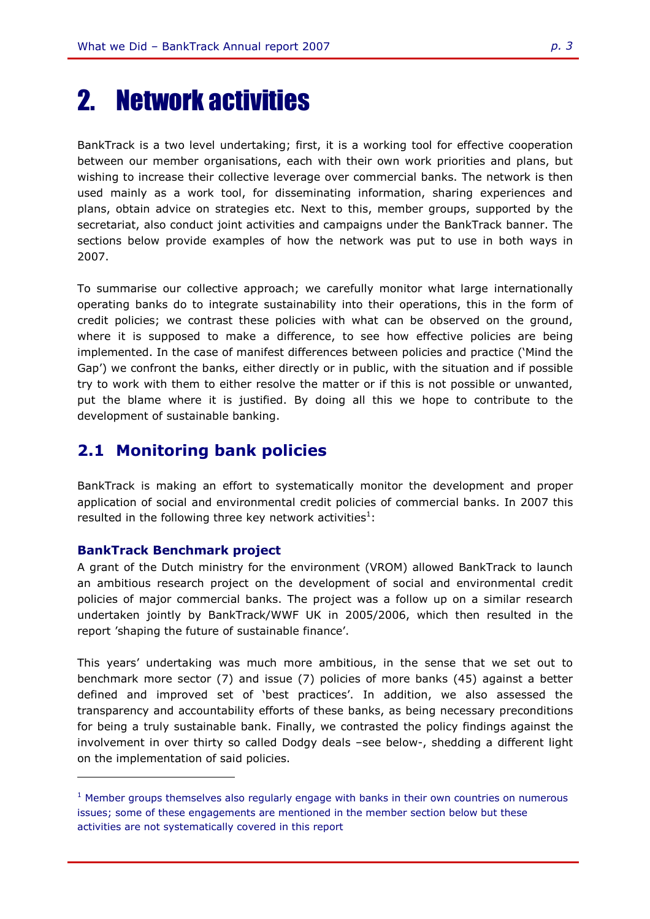# 2. Network activities

BankTrack is a two level undertaking; first, it is a working tool for effective cooperation between our member organisations, each with their own work priorities and plans, but wishing to increase their collective leverage over commercial banks. The network is then used mainly as a work tool, for disseminating information, sharing experiences and plans, obtain advice on strategies etc. Next to this, member groups, supported by the secretariat, also conduct joint activities and campaigns under the BankTrack banner. The sections below provide examples of how the network was put to use in both ways in 2007.

To summarise our collective approach; we carefully monitor what large internationally operating banks do to integrate sustainability into their operations, this in the form of credit policies; we contrast these policies with what can be observed on the ground, where it is supposed to make a difference, to see how effective policies are being implemented. In the case of manifest differences between policies and practice ('Mind the Gap') we confront the banks, either directly or in public, with the situation and if possible try to work with them to either resolve the matter or if this is not possible or unwanted, put the blame where it is justified. By doing all this we hope to contribute to the development of sustainable banking.

## 2.1 Monitoring bank policies

BankTrack is making an effort to systematically monitor the development and proper application of social and environmental credit policies of commercial banks. In 2007 this resulted in the following three key network activities[1]:

### BankTrack Benchmark project

A grant of the Dutch ministry for the environment (VROM) allowed BankTrack to launch an ambitious research project on the development of social and environmental credit policies of major commercial banks. The project was a follow up on a similar research undertaken jointly by BankTrack/WWF UK in 2005/2006, which then resulted in the report 'shaping the future of sustainable finance'.

This years' undertaking was much more ambitious, in the sense that we set out to benchmark more sector (7) and issue (7) policies of more banks (45) against a better defined and improved set of 'best practices'. In addition, we also assessed the transparency and accountability efforts of these banks, as being necessary preconditions for being a truly sustainable bank. Finally, we contrasted the policy findings against the involvement in over thirty so called Dodgy deals –see below-, shedding a different light on the implementation of said policies.

---

[1] Member groups themselves also regularly engage with banks in their own countries on numerous issues; some of these engagements are mentioned in the member section below but these activities are not systematically covered in this report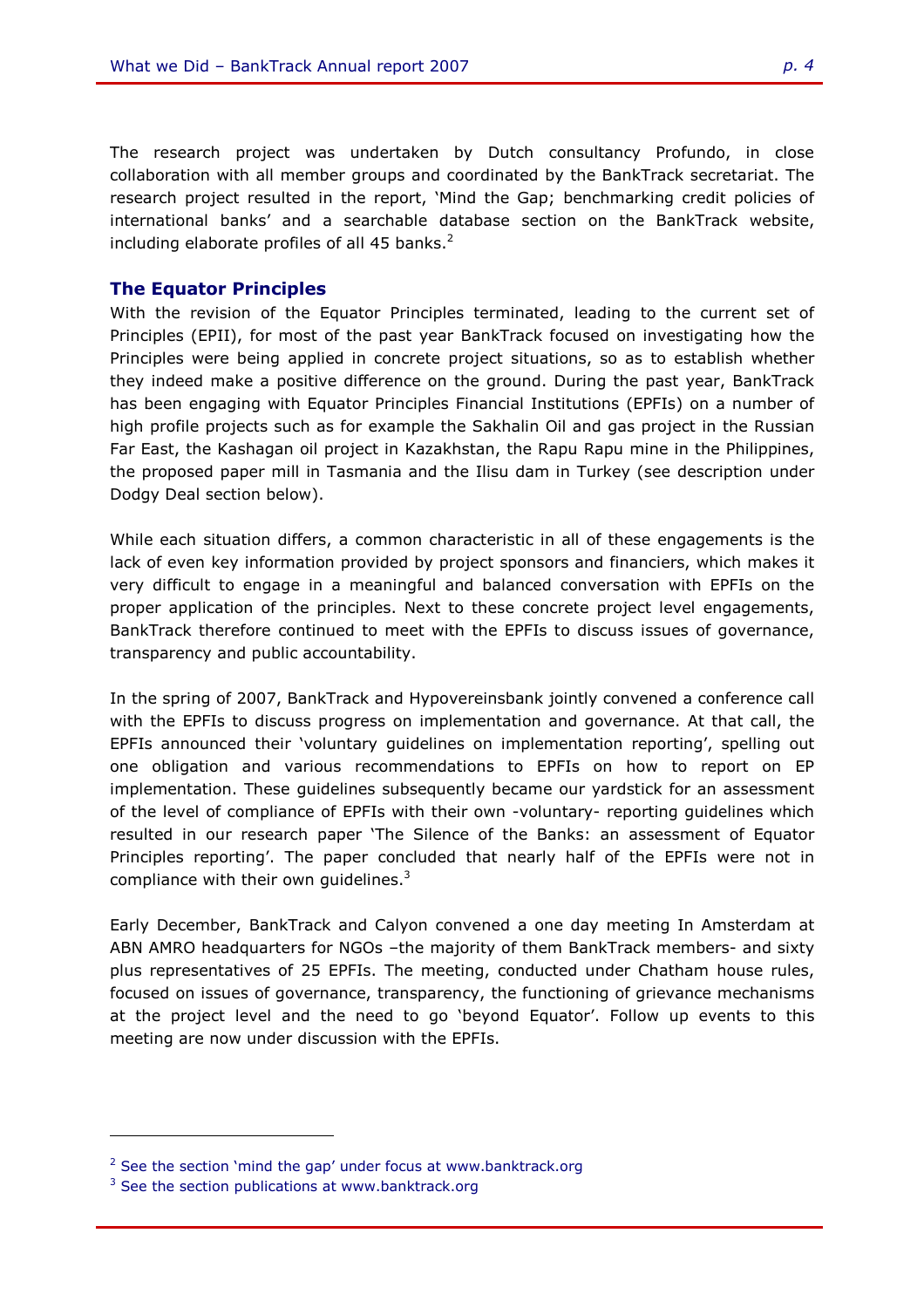The research project was undertaken by Dutch consultancy Profundo, in close collaboration with all member groups and coordinated by the BankTrack secretariat. The research project resulted in the report, 'Mind the Gap; benchmarking credit policies of international banks' and a searchable database section on the BankTrack website, including elaborate profiles of all 45 banks.[2]

## The Equator Principles

With the revision of the Equator Principles terminated, leading to the current set of Principles (EPII), for most of the past year BankTrack focused on investigating how the Principles were being applied in concrete project situations, so as to establish whether they indeed make a positive difference on the ground. During the past year, BankTrack has been engaging with Equator Principles Financial Institutions (EPFIs) on a number of high profile projects such as for example the Sakhalin Oil and gas project in the Russian Far East, the Kashagan oil project in Kazakhstan, the Rapu Rapu mine in the Philippines, the proposed paper mill in Tasmania and the Ilisu dam in Turkey (see description under Dodgy Deal section below).

While each situation differs, a common characteristic in all of these engagements is the lack of even key information provided by project sponsors and financiers, which makes it very difficult to engage in a meaningful and balanced conversation with EPFIs on the proper application of the principles. Next to these concrete project level engagements, BankTrack therefore continued to meet with the EPFIs to discuss issues of governance, transparency and public accountability.

In the spring of 2007, BankTrack and Hypovereinsbank jointly convened a conference call with the EPFIs to discuss progress on implementation and governance. At that call, the EPFIs announced their 'voluntary guidelines on implementation reporting', spelling out one obligation and various recommendations to EPFIs on how to report on EP implementation. These guidelines subsequently became our yardstick for an assessment of the level of compliance of EPFIs with their own -voluntary- reporting guidelines which resulted in our research paper 'The Silence of the Banks: an assessment of Equator Principles reporting'. The paper concluded that nearly half of the EPFIs were not in compliance with their own guidelines.[3]

Early December, BankTrack and Calyon convened a one day meeting In Amsterdam at ABN AMRO headquarters for NGOs –the majority of them BankTrack members- and sixty plus representatives of 25 EPFIs. The meeting, conducted under Chatham house rules, focused on issues of governance, transparency, the functioning of grievance mechanisms at the project level and the need to go 'beyond Equator'. Follow up events to this meeting are now under discussion with the EPFIs.

---

[2] See the section 'mind the gap' under focus at www.banktrack.org

[3] See the section publications at www.banktrack.org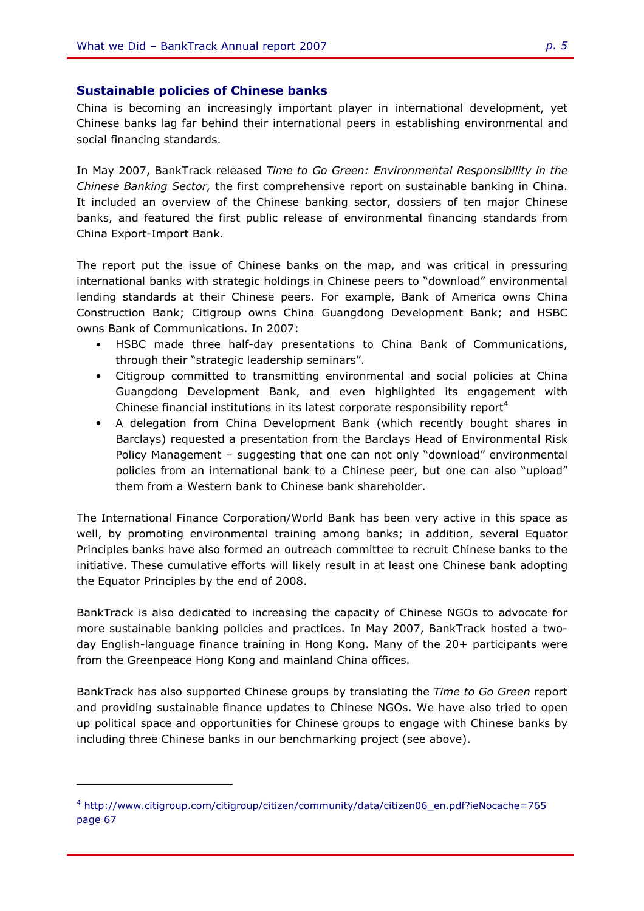## Sustainable policies of Chinese banks

China is becoming an increasingly important player in international development, yet Chinese banks lag far behind their international peers in establishing environmental and social financing standards.

In May 2007, BankTrack released *Time to Go Green: Environmental Responsibility in the Chinese Banking Sector,* the first comprehensive report on sustainable banking in China. It included an overview of the Chinese banking sector, dossiers of ten major Chinese banks, and featured the first public release of environmental financing standards from China Export-Import Bank.

The report put the issue of Chinese banks on the map, and was critical in pressuring international banks with strategic holdings in Chinese peers to "download" environmental lending standards at their Chinese peers. For example, Bank of America owns China Construction Bank; Citigroup owns China Guangdong Development Bank; and HSBC owns Bank of Communications. In 2007:

- HSBC made three half-day presentations to China Bank of Communications, through their "strategic leadership seminars".
- Citigroup committed to transmitting environmental and social policies at China Guangdong Development Bank, and even highlighted its engagement with Chinese financial institutions in its latest corporate responsibility report[4]
- A delegation from China Development Bank (which recently bought shares in Barclays) requested a presentation from the Barclays Head of Environmental Risk Policy Management – suggesting that one can not only "download" environmental policies from an international bank to a Chinese peer, but one can also "upload" them from a Western bank to Chinese bank shareholder.

The International Finance Corporation/World Bank has been very active in this space as well, by promoting environmental training among banks; in addition, several Equator Principles banks have also formed an outreach committee to recruit Chinese banks to the initiative. These cumulative efforts will likely result in at least one Chinese bank adopting the Equator Principles by the end of 2008.

BankTrack is also dedicated to increasing the capacity of Chinese NGOs to advocate for more sustainable banking policies and practices. In May 2007, BankTrack hosted a two-day English-language finance training in Hong Kong. Many of the 20+ participants were from the Greenpeace Hong Kong and mainland China offices.

BankTrack has also supported Chinese groups by translating the *Time to Go Green* report and providing sustainable finance updates to Chinese NGOs. We have also tried to open up political space and opportunities for Chinese groups to engage with Chinese banks by including three Chinese banks in our benchmarking project (see above).

---

[4] http://www.citigroup.com/citigroup/citizen/community/data/citizen06_en.pdf?ieNocache=765 page 67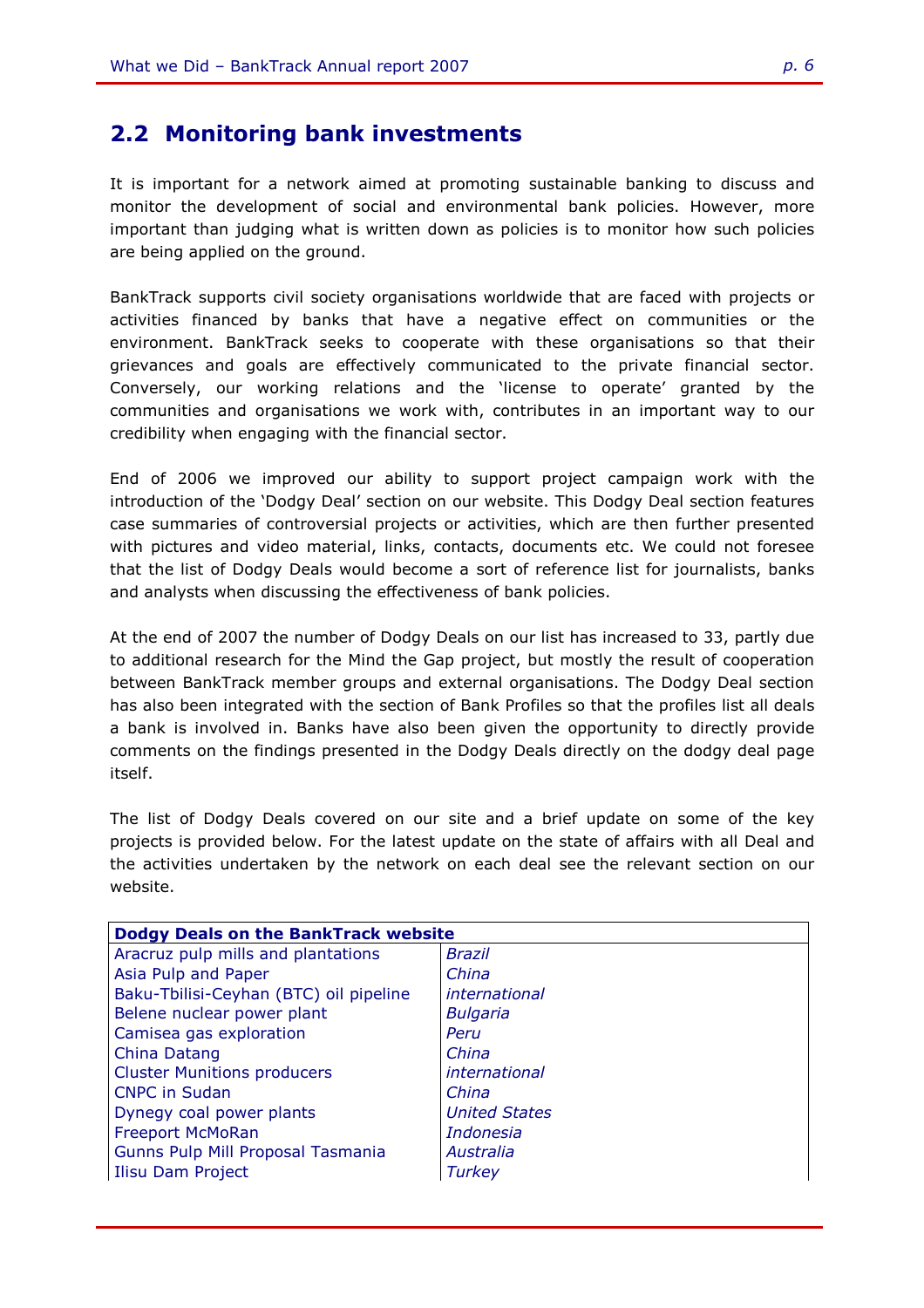## 2.2 Monitoring bank investments

It is important for a network aimed at promoting sustainable banking to discuss and monitor the development of social and environmental bank policies. However, more important than judging what is written down as policies is to monitor how such policies are being applied on the ground.

BankTrack supports civil society organisations worldwide that are faced with projects or activities financed by banks that have a negative effect on communities or the environment. BankTrack seeks to cooperate with these organisations so that their grievances and goals are effectively communicated to the private financial sector. Conversely, our working relations and the 'license to operate' granted by the communities and organisations we work with, contributes in an important way to our credibility when engaging with the financial sector.

End of 2006 we improved our ability to support project campaign work with the introduction of the 'Dodgy Deal' section on our website. This Dodgy Deal section features case summaries of controversial projects or activities, which are then further presented with pictures and video material, links, contacts, documents etc. We could not foresee that the list of Dodgy Deals would become a sort of reference list for journalists, banks and analysts when discussing the effectiveness of bank policies.

At the end of 2007 the number of Dodgy Deals on our list has increased to 33, partly due to additional research for the Mind the Gap project, but mostly the result of cooperation between BankTrack member groups and external organisations. The Dodgy Deal section has also been integrated with the section of Bank Profiles so that the profiles list all deals a bank is involved in. Banks have also been given the opportunity to directly provide comments on the findings presented in the Dodgy Deals directly on the dodgy deal page itself.

The list of Dodgy Deals covered on our site and a brief update on some of the key projects is provided below. For the latest update on the state of affairs with all Deal and the activities undertaken by the network on each deal see the relevant section on our website.

| **Dodgy Deals on the BankTrack website** | |
|---|---|
| Aracruz pulp mills and plantations | *Brazil* |
| Asia Pulp and Paper | *China* |
| Baku-Tbilisi-Ceyhan (BTC) oil pipeline | *international* |
| Belene nuclear power plant | *Bulgaria* |
| Camisea gas exploration | *Peru* |
| China Datang | *China* |
| Cluster Munitions producers | *international* |
| CNPC in Sudan | *China* |
| Dynegy coal power plants | *United States* |
| Freeport McMoRan | *Indonesia* |
| Gunns Pulp Mill Proposal Tasmania | *Australia* |
| Ilisu Dam Project | *Turkey* |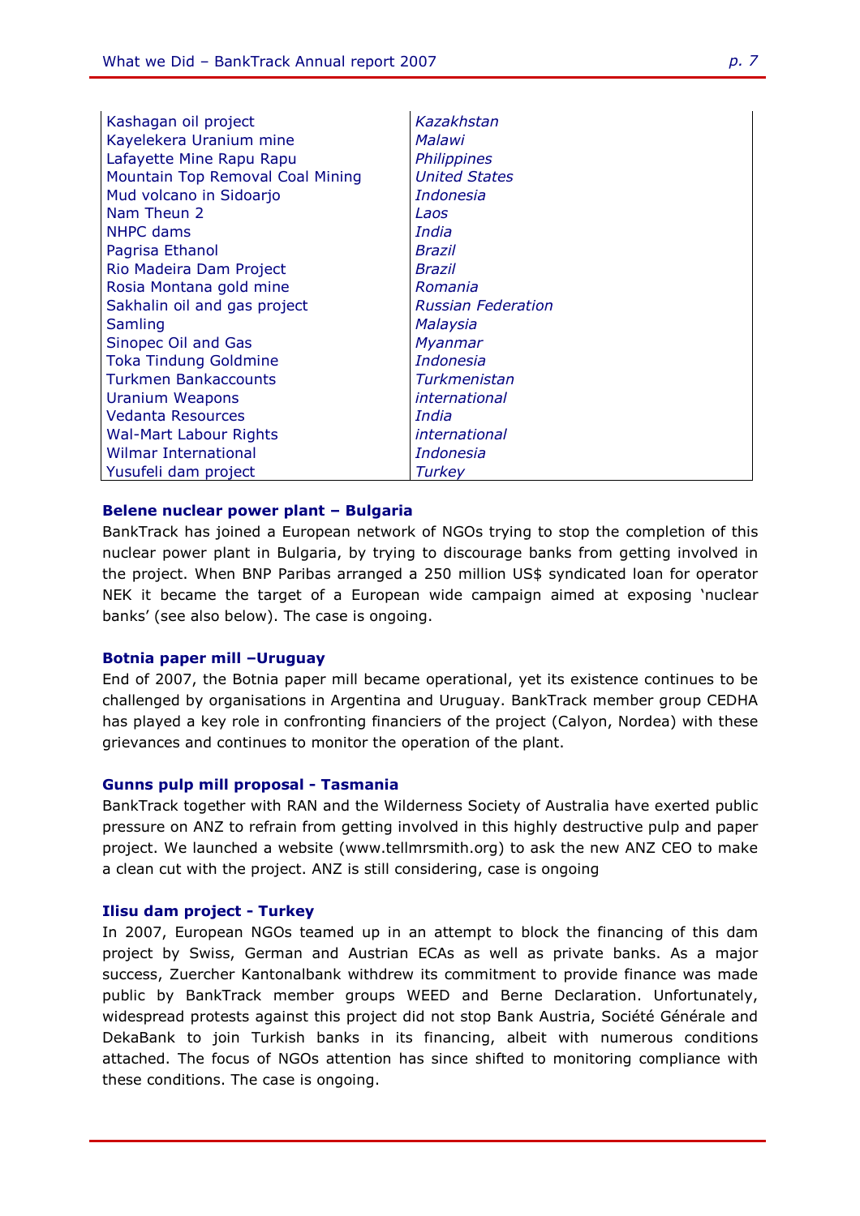| | |
|---|---|
| Kashagan oil project | *Kazakhstan* |
| Kayelekera Uranium mine | *Malawi* |
| Lafayette Mine Rapu Rapu | *Philippines* |
| Mountain Top Removal Coal Mining | *United States* |
| Mud volcano in Sidoarjo | *Indonesia* |
| Nam Theun 2 | *Laos* |
| NHPC dams | *India* |
| Pagrisa Ethanol | *Brazil* |
| Rio Madeira Dam Project | *Brazil* |
| Rosia Montana gold mine | *Romania* |
| Sakhalin oil and gas project | *Russian Federation* |
| Samling | *Malaysia* |
| Sinopec Oil and Gas | *Myanmar* |
| Toka Tindung Goldmine | *Indonesia* |
| Turkmen Bankaccounts | *Turkmenistan* |
| Uranium Weapons | *international* |
| Vedanta Resources | *India* |
| Wal-Mart Labour Rights | *international* |
| Wilmar International | *Indonesia* |
| Yusufeli dam project | *Turkey* |

### Belene nuclear power plant – Bulgaria

BankTrack has joined a European network of NGOs trying to stop the completion of this nuclear power plant in Bulgaria, by trying to discourage banks from getting involved in the project. When BNP Paribas arranged a 250 million US$ syndicated loan for operator NEK it became the target of a European wide campaign aimed at exposing 'nuclear banks' (see also below). The case is ongoing.

### Botnia paper mill –Uruguay

End of 2007, the Botnia paper mill became operational, yet its existence continues to be challenged by organisations in Argentina and Uruguay. BankTrack member group CEDHA has played a key role in confronting financiers of the project (Calyon, Nordea) with these grievances and continues to monitor the operation of the plant.

### Gunns pulp mill proposal - Tasmania

BankTrack together with RAN and the Wilderness Society of Australia have exerted public pressure on ANZ to refrain from getting involved in this highly destructive pulp and paper project. We launched a website (www.tellmrsmith.org) to ask the new ANZ CEO to make a clean cut with the project. ANZ is still considering, case is ongoing

### Ilisu dam project - Turkey

In 2007, European NGOs teamed up in an attempt to block the financing of this dam project by Swiss, German and Austrian ECAs as well as private banks. As a major success, Zuercher Kantonalbank withdrew its commitment to provide finance was made public by BankTrack member groups WEED and Berne Declaration. Unfortunately, widespread protests against this project did not stop Bank Austria, Société Générale and DekaBank to join Turkish banks in its financing, albeit with numerous conditions attached. The focus of NGOs attention has since shifted to monitoring compliance with these conditions. The case is ongoing.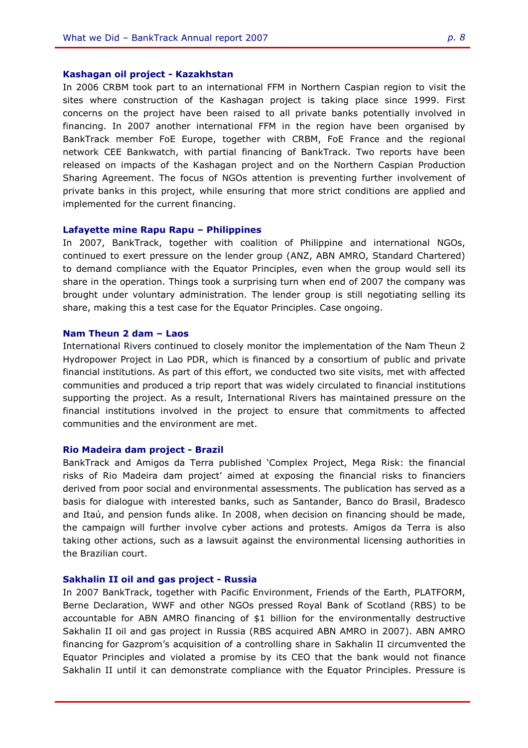### Kashagan oil project - Kazakhstan

In 2006 CRBM took part to an international FFM in Northern Caspian region to visit the sites where construction of the Kashagan project is taking place since 1999. First concerns on the project have been raised to all private banks potentially involved in financing. In 2007 another international FFM in the region have been organised by BankTrack member FoE Europe, together with CRBM, FoE France and the regional network CEE Bankwatch, with partial financing of BankTrack. Two reports have been released on impacts of the Kashagan project and on the Northern Caspian Production Sharing Agreement. The focus of NGOs attention is preventing further involvement of private banks in this project, while ensuring that more strict conditions are applied and implemented for the current financing.

### Lafayette mine Rapu Rapu – Philippines

In 2007, BankTrack, together with coalition of Philippine and international NGOs, continued to exert pressure on the lender group (ANZ, ABN AMRO, Standard Chartered) to demand compliance with the Equator Principles, even when the group would sell its share in the operation. Things took a surprising turn when end of 2007 the company was brought under voluntary administration. The lender group is still negotiating selling its share, making this a test case for the Equator Principles. Case ongoing.

### Nam Theun 2 dam – Laos

International Rivers continued to closely monitor the implementation of the Nam Theun 2 Hydropower Project in Lao PDR, which is financed by a consortium of public and private financial institutions. As part of this effort, we conducted two site visits, met with affected communities and produced a trip report that was widely circulated to financial institutions supporting the project. As a result, International Rivers has maintained pressure on the financial institutions involved in the project to ensure that commitments to affected communities and the environment are met.

### Rio Madeira dam project - Brazil

BankTrack and Amigos da Terra published 'Complex Project, Mega Risk: the financial risks of Rio Madeira dam project' aimed at exposing the financial risks to financiers derived from poor social and environmental assessments. The publication has served as a basis for dialogue with interested banks, such as Santander, Banco do Brasil, Bradesco and Itaú, and pension funds alike. In 2008, when decision on financing should be made, the campaign will further involve cyber actions and protests. Amigos da Terra is also taking other actions, such as a lawsuit against the environmental licensing authorities in the Brazilian court.

### Sakhalin II oil and gas project - Russia

In 2007 BankTrack, together with Pacific Environment, Friends of the Earth, PLATFORM, Berne Declaration, WWF and other NGOs pressed Royal Bank of Scotland (RBS) to be accountable for ABN AMRO financing of $1 billion for the environmentally destructive Sakhalin II oil and gas project in Russia (RBS acquired ABN AMRO in 2007). ABN AMRO financing for Gazprom's acquisition of a controlling share in Sakhalin II circumvented the Equator Principles and violated a promise by its CEO that the bank would not finance Sakhalin II until it can demonstrate compliance with the Equator Principles. Pressure is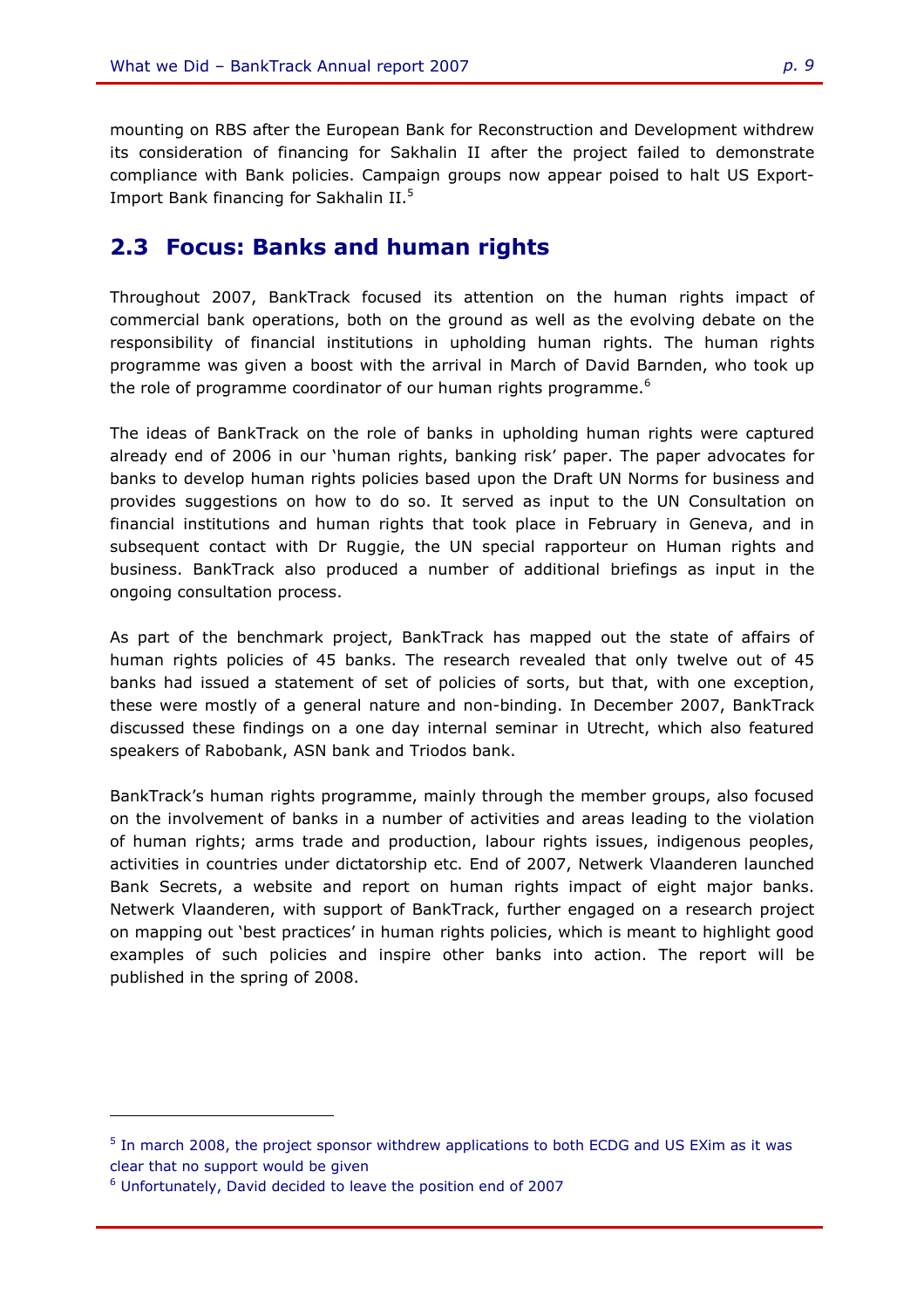mounting on RBS after the European Bank for Reconstruction and Development withdrew its consideration of financing for Sakhalin II after the project failed to demonstrate compliance with Bank policies. Campaign groups now appear poised to halt US Export-Import Bank financing for Sakhalin II.[5]

## 2.3 Focus: Banks and human rights

Throughout 2007, BankTrack focused its attention on the human rights impact of commercial bank operations, both on the ground as well as the evolving debate on the responsibility of financial institutions in upholding human rights. The human rights programme was given a boost with the arrival in March of David Barnden, who took up the role of programme coordinator of our human rights programme.[6]

The ideas of BankTrack on the role of banks in upholding human rights were captured already end of 2006 in our 'human rights, banking risk' paper. The paper advocates for banks to develop human rights policies based upon the Draft UN Norms for business and provides suggestions on how to do so. It served as input to the UN Consultation on financial institutions and human rights that took place in February in Geneva, and in subsequent contact with Dr Ruggie, the UN special rapporteur on Human rights and business. BankTrack also produced a number of additional briefings as input in the ongoing consultation process.

As part of the benchmark project, BankTrack has mapped out the state of affairs of human rights policies of 45 banks. The research revealed that only twelve out of 45 banks had issued a statement of set of policies of sorts, but that, with one exception, these were mostly of a general nature and non-binding. In December 2007, BankTrack discussed these findings on a one day internal seminar in Utrecht, which also featured speakers of Rabobank, ASN bank and Triodos bank.

BankTrack's human rights programme, mainly through the member groups, also focused on the involvement of banks in a number of activities and areas leading to the violation of human rights; arms trade and production, labour rights issues, indigenous peoples, activities in countries under dictatorship etc. End of 2007, Netwerk Vlaanderen launched Bank Secrets, a website and report on human rights impact of eight major banks. Netwerk Vlaanderen, with support of BankTrack, further engaged on a research project on mapping out 'best practices' in human rights policies, which is meant to highlight good examples of such policies and inspire other banks into action. The report will be published in the spring of 2008.

---

[5] In march 2008, the project sponsor withdrew applications to both ECDG and US EXim as it was clear that no support would be given

[6] Unfortunately, David decided to leave the position end of 2007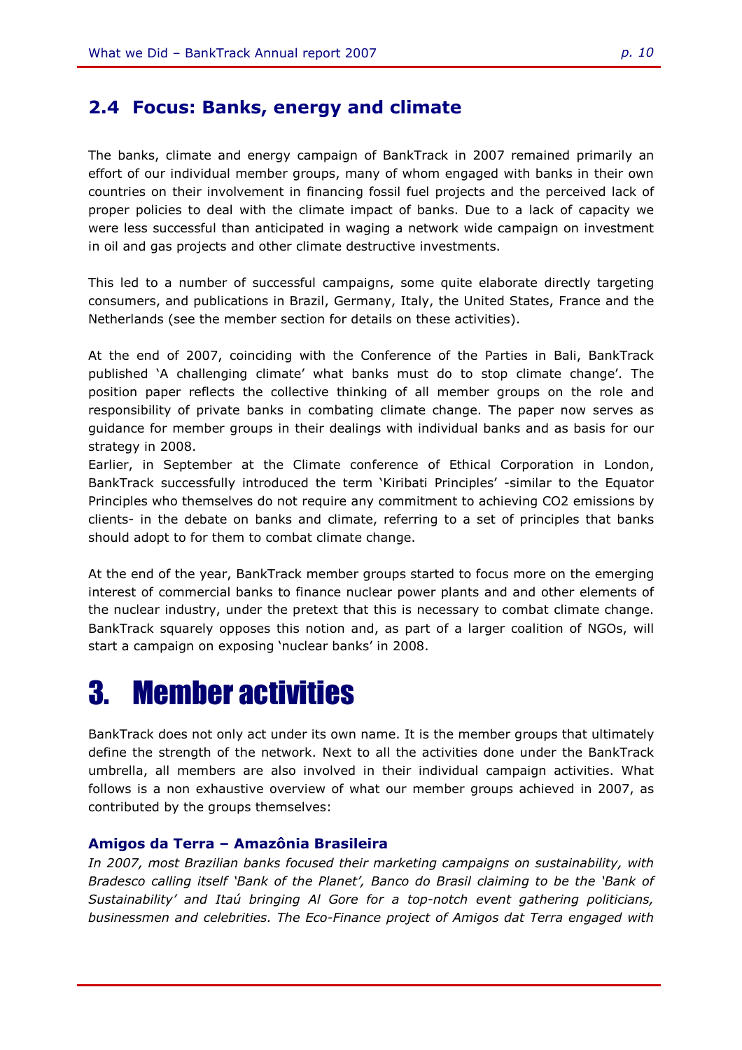## 2.4 Focus: Banks, energy and climate

The banks, climate and energy campaign of BankTrack in 2007 remained primarily an effort of our individual member groups, many of whom engaged with banks in their own countries on their involvement in financing fossil fuel projects and the perceived lack of proper policies to deal with the climate impact of banks. Due to a lack of capacity we were less successful than anticipated in waging a network wide campaign on investment in oil and gas projects and other climate destructive investments.

This led to a number of successful campaigns, some quite elaborate directly targeting consumers, and publications in Brazil, Germany, Italy, the United States, France and the Netherlands (see the member section for details on these activities).

At the end of 2007, coinciding with the Conference of the Parties in Bali, BankTrack published 'A challenging climate' what banks must do to stop climate change'. The position paper reflects the collective thinking of all member groups on the role and responsibility of private banks in combating climate change. The paper now serves as guidance for member groups in their dealings with individual banks and as basis for our strategy in 2008.

Earlier, in September at the Climate conference of Ethical Corporation in London, BankTrack successfully introduced the term 'Kiribati Principles' -similar to the Equator Principles who themselves do not require any commitment to achieving CO2 emissions by clients- in the debate on banks and climate, referring to a set of principles that banks should adopt to for them to combat climate change.

At the end of the year, BankTrack member groups started to focus more on the emerging interest of commercial banks to finance nuclear power plants and and other elements of the nuclear industry, under the pretext that this is necessary to combat climate change. BankTrack squarely opposes this notion and, as part of a larger coalition of NGOs, will start a campaign on exposing 'nuclear banks' in 2008.

# 3. Member activities

BankTrack does not only act under its own name. It is the member groups that ultimately define the strength of the network. Next to all the activities done under the BankTrack umbrella, all members are also involved in their individual campaign activities. What follows is a non exhaustive overview of what our member groups achieved in 2007, as contributed by the groups themselves:

### Amigos da Terra – Amazônia Brasileira

*In 2007, most Brazilian banks focused their marketing campaigns on sustainability, with Bradesco calling itself 'Bank of the Planet', Banco do Brasil claiming to be the 'Bank of Sustainability' and Itaú bringing Al Gore for a top-notch event gathering politicians, businessmen and celebrities. The Eco-Finance project of Amigos dat Terra engaged with*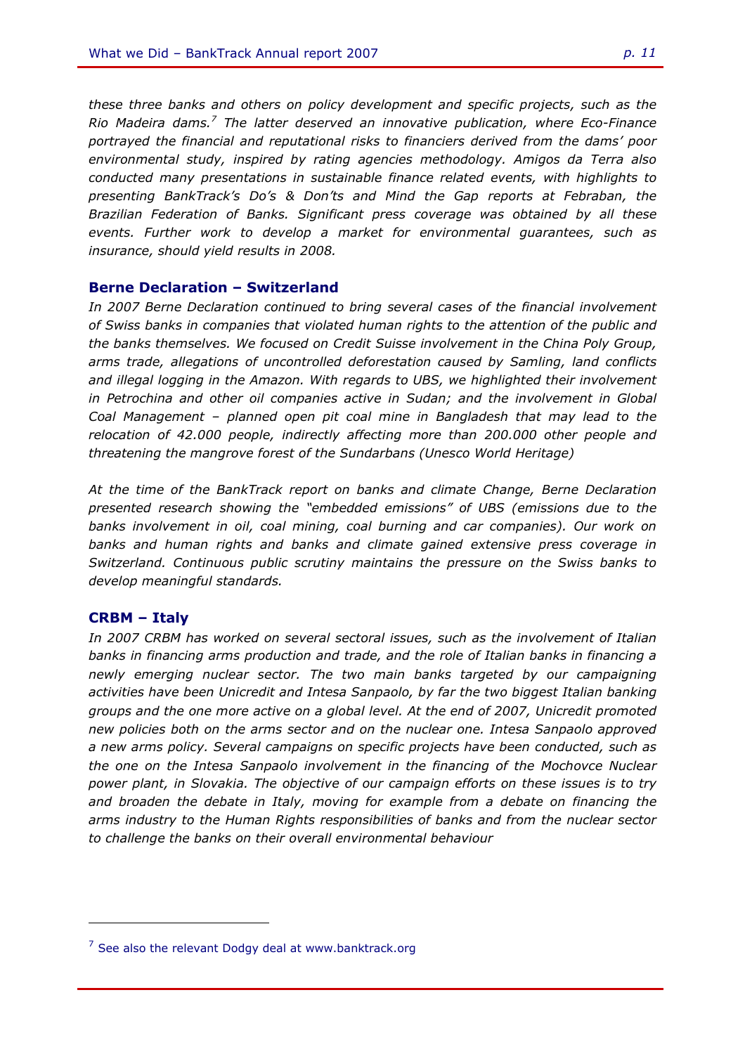*these three banks and others on policy development and specific projects, such as the Rio Madeira dams.*[7] *The latter deserved an innovative publication, where Eco-Finance portrayed the financial and reputational risks to financiers derived from the dams' poor environmental study, inspired by rating agencies methodology. Amigos da Terra also conducted many presentations in sustainable finance related events, with highlights to presenting BankTrack's Do's & Don'ts and Mind the Gap reports at Febraban, the Brazilian Federation of Banks. Significant press coverage was obtained by all these events. Further work to develop a market for environmental guarantees, such as insurance, should yield results in 2008.*

### Berne Declaration – Switzerland

*In 2007 Berne Declaration continued to bring several cases of the financial involvement of Swiss banks in companies that violated human rights to the attention of the public and the banks themselves. We focused on Credit Suisse involvement in the China Poly Group, arms trade, allegations of uncontrolled deforestation caused by Samling, land conflicts and illegal logging in the Amazon. With regards to UBS, we highlighted their involvement in Petrochina and other oil companies active in Sudan; and the involvement in Global Coal Management – planned open pit coal mine in Bangladesh that may lead to the relocation of 42.000 people, indirectly affecting more than 200.000 other people and threatening the mangrove forest of the Sundarbans (Unesco World Heritage)*

*At the time of the BankTrack report on banks and climate Change, Berne Declaration presented research showing the "embedded emissions" of UBS (emissions due to the banks involvement in oil, coal mining, coal burning and car companies). Our work on banks and human rights and banks and climate gained extensive press coverage in Switzerland. Continuous public scrutiny maintains the pressure on the Swiss banks to develop meaningful standards.*

### CRBM – Italy

*In 2007 CRBM has worked on several sectoral issues, such as the involvement of Italian banks in financing arms production and trade, and the role of Italian banks in financing a newly emerging nuclear sector. The two main banks targeted by our campaigning activities have been Unicredit and Intesa Sanpaolo, by far the two biggest Italian banking groups and the one more active on a global level. At the end of 2007, Unicredit promoted new policies both on the arms sector and on the nuclear one. Intesa Sanpaolo approved a new arms policy. Several campaigns on specific projects have been conducted, such as the one on the Intesa Sanpaolo involvement in the financing of the Mochovce Nuclear power plant, in Slovakia. The objective of our campaign efforts on these issues is to try and broaden the debate in Italy, moving for example from a debate on financing the arms industry to the Human Rights responsibilities of banks and from the nuclear sector to challenge the banks on their overall environmental behaviour*

[7] See also the relevant Dodgy deal at www.banktrack.org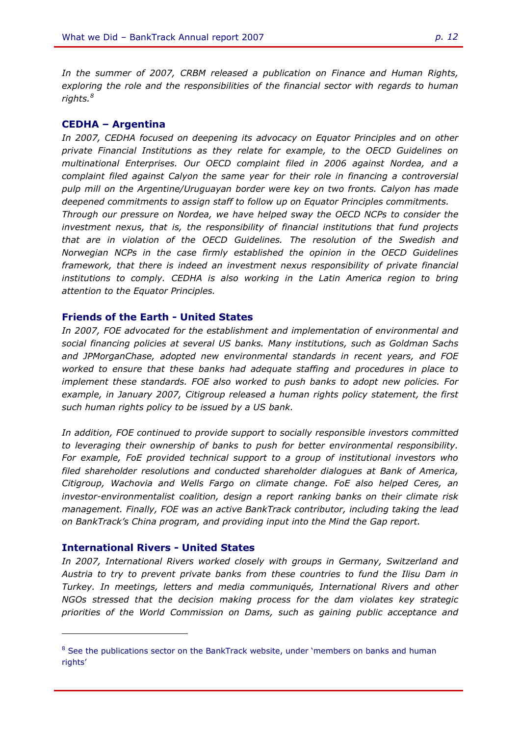*In the summer of 2007, CRBM released a publication on Finance and Human Rights, exploring the role and the responsibilities of the financial sector with regards to human rights.*[8]

### CEDHA – Argentina

*In 2007, CEDHA focused on deepening its advocacy on Equator Principles and on other private Financial Institutions as they relate for example, to the OECD Guidelines on multinational Enterprises. Our OECD complaint filed in 2006 against Nordea, and a complaint filed against Calyon the same year for their role in financing a controversial pulp mill on the Argentine/Uruguayan border were key on two fronts. Calyon has made deepened commitments to assign staff to follow up on Equator Principles commitments. Through our pressure on Nordea, we have helped sway the OECD NCPs to consider the investment nexus, that is, the responsibility of financial institutions that fund projects that are in violation of the OECD Guidelines. The resolution of the Swedish and Norwegian NCPs in the case firmly established the opinion in the OECD Guidelines framework, that there is indeed an investment nexus responsibility of private financial institutions to comply. CEDHA is also working in the Latin America region to bring attention to the Equator Principles.*

### Friends of the Earth - United States

*In 2007, FOE advocated for the establishment and implementation of environmental and social financing policies at several US banks. Many institutions, such as Goldman Sachs and JPMorganChase, adopted new environmental standards in recent years, and FOE worked to ensure that these banks had adequate staffing and procedures in place to implement these standards. FOE also worked to push banks to adopt new policies. For example, in January 2007, Citigroup released a human rights policy statement, the first such human rights policy to be issued by a US bank.*

*In addition, FOE continued to provide support to socially responsible investors committed to leveraging their ownership of banks to push for better environmental responsibility. For example, FoE provided technical support to a group of institutional investors who filed shareholder resolutions and conducted shareholder dialogues at Bank of America, Citigroup, Wachovia and Wells Fargo on climate change. FoE also helped Ceres, an investor-environmentalist coalition, design a report ranking banks on their climate risk management. Finally, FOE was an active BankTrack contributor, including taking the lead on BankTrack's China program, and providing input into the Mind the Gap report.*

### International Rivers - United States

*In 2007, International Rivers worked closely with groups in Germany, Switzerland and Austria to try to prevent private banks from these countries to fund the Ilisu Dam in Turkey. In meetings, letters and media communiqués, International Rivers and other NGOs stressed that the decision making process for the dam violates key strategic priorities of the World Commission on Dams, such as gaining public acceptance and*

---

[8] See the publications sector on the BankTrack website, under 'members on banks and human rights'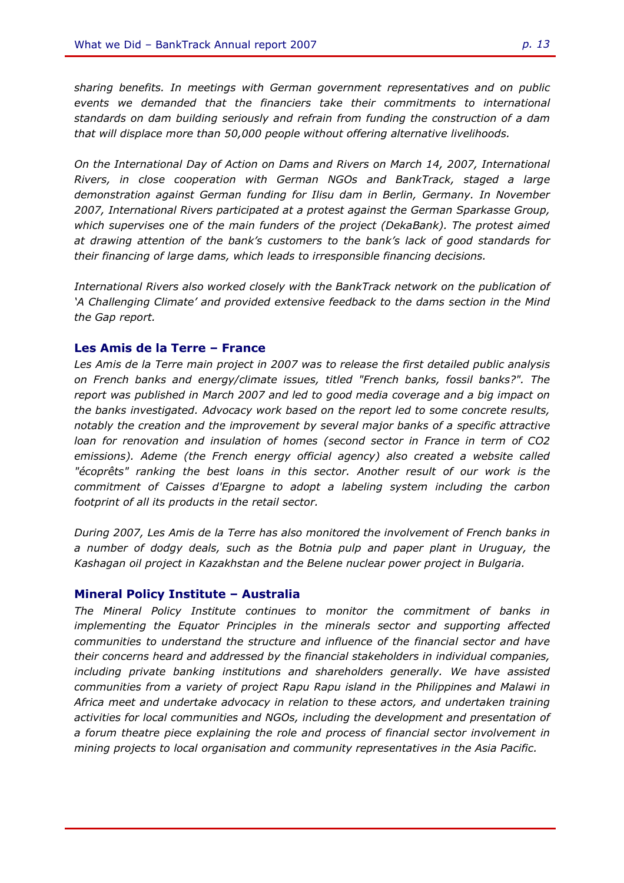*sharing benefits. In meetings with German government representatives and on public events we demanded that the financiers take their commitments to international standards on dam building seriously and refrain from funding the construction of a dam that will displace more than 50,000 people without offering alternative livelihoods.*

*On the International Day of Action on Dams and Rivers on March 14, 2007, International Rivers, in close cooperation with German NGOs and BankTrack, staged a large demonstration against German funding for Ilisu dam in Berlin, Germany. In November 2007, International Rivers participated at a protest against the German Sparkasse Group, which supervises one of the main funders of the project (DekaBank). The protest aimed at drawing attention of the bank's customers to the bank's lack of good standards for their financing of large dams, which leads to irresponsible financing decisions.*

*International Rivers also worked closely with the BankTrack network on the publication of 'A Challenging Climate' and provided extensive feedback to the dams section in the Mind the Gap report.*

### Les Amis de la Terre – France

*Les Amis de la Terre main project in 2007 was to release the first detailed public analysis on French banks and energy/climate issues, titled "French banks, fossil banks?". The report was published in March 2007 and led to good media coverage and a big impact on the banks investigated. Advocacy work based on the report led to some concrete results, notably the creation and the improvement by several major banks of a specific attractive loan for renovation and insulation of homes (second sector in France in term of CO2 emissions). Ademe (the French energy official agency) also created a website called "écoprêts" ranking the best loans in this sector. Another result of our work is the commitment of Caisses d'Epargne to adopt a labeling system including the carbon footprint of all its products in the retail sector.*

*During 2007, Les Amis de la Terre has also monitored the involvement of French banks in a number of dodgy deals, such as the Botnia pulp and paper plant in Uruguay, the Kashagan oil project in Kazakhstan and the Belene nuclear power project in Bulgaria.*

### Mineral Policy Institute – Australia

*The Mineral Policy Institute continues to monitor the commitment of banks in implementing the Equator Principles in the minerals sector and supporting affected communities to understand the structure and influence of the financial sector and have their concerns heard and addressed by the financial stakeholders in individual companies, including private banking institutions and shareholders generally. We have assisted communities from a variety of project Rapu Rapu island in the Philippines and Malawi in Africa meet and undertake advocacy in relation to these actors, and undertaken training activities for local communities and NGOs, including the development and presentation of a forum theatre piece explaining the role and process of financial sector involvement in mining projects to local organisation and community representatives in the Asia Pacific.*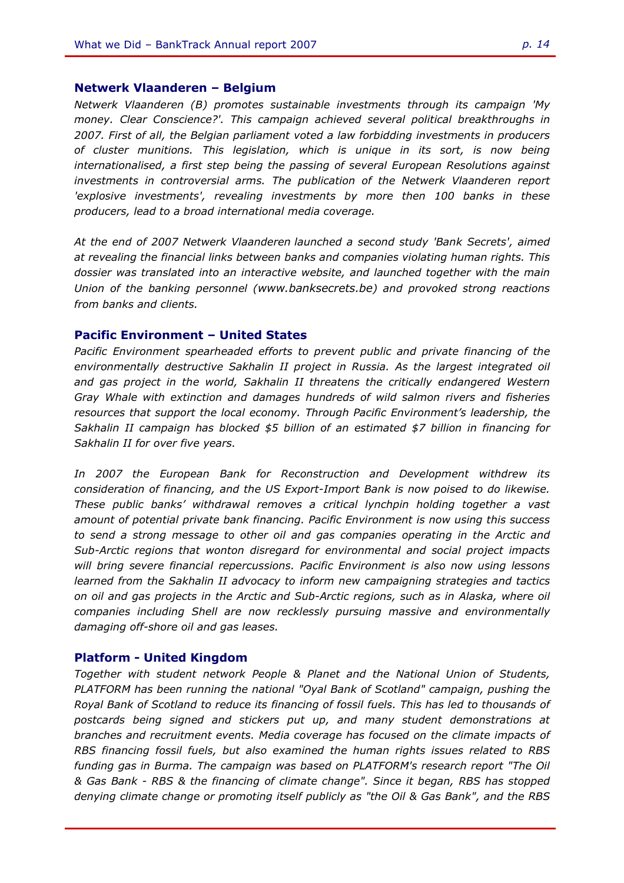### Netwerk Vlaanderen – Belgium

*Netwerk Vlaanderen (B) promotes sustainable investments through its campaign 'My money. Clear Conscience?'. This campaign achieved several political breakthroughs in 2007. First of all, the Belgian parliament voted a law forbidding investments in producers of cluster munitions. This legislation, which is unique in its sort, is now being internationalised, a first step being the passing of several European Resolutions against investments in controversial arms. The publication of the Netwerk Vlaanderen report 'explosive investments', revealing investments by more then 100 banks in these producers, lead to a broad international media coverage.*

*At the end of 2007 Netwerk Vlaanderen launched a second study 'Bank Secrets', aimed at revealing the financial links between banks and companies violating human rights. This dossier was translated into an interactive website, and launched together with the main Union of the banking personnel (www.banksecrets.be) and provoked strong reactions from banks and clients.*

### Pacific Environment – United States

*Pacific Environment spearheaded efforts to prevent public and private financing of the environmentally destructive Sakhalin II project in Russia. As the largest integrated oil and gas project in the world, Sakhalin II threatens the critically endangered Western Gray Whale with extinction and damages hundreds of wild salmon rivers and fisheries resources that support the local economy. Through Pacific Environment's leadership, the Sakhalin II campaign has blocked $5 billion of an estimated $7 billion in financing for Sakhalin II for over five years.*

*In 2007 the European Bank for Reconstruction and Development withdrew its consideration of financing, and the US Export-Import Bank is now poised to do likewise. These public banks' withdrawal removes a critical lynchpin holding together a vast amount of potential private bank financing. Pacific Environment is now using this success to send a strong message to other oil and gas companies operating in the Arctic and Sub-Arctic regions that wonton disregard for environmental and social project impacts will bring severe financial repercussions. Pacific Environment is also now using lessons learned from the Sakhalin II advocacy to inform new campaigning strategies and tactics on oil and gas projects in the Arctic and Sub-Arctic regions, such as in Alaska, where oil companies including Shell are now recklessly pursuing massive and environmentally damaging off-shore oil and gas leases.*

### Platform - United Kingdom

*Together with student network People & Planet and the National Union of Students, PLATFORM has been running the national "Oyal Bank of Scotland" campaign, pushing the Royal Bank of Scotland to reduce its financing of fossil fuels. This has led to thousands of postcards being signed and stickers put up, and many student demonstrations at branches and recruitment events. Media coverage has focused on the climate impacts of RBS financing fossil fuels, but also examined the human rights issues related to RBS funding gas in Burma. The campaign was based on PLATFORM's research report "The Oil & Gas Bank - RBS & the financing of climate change". Since it began, RBS has stopped denying climate change or promoting itself publicly as "the Oil & Gas Bank", and the RBS*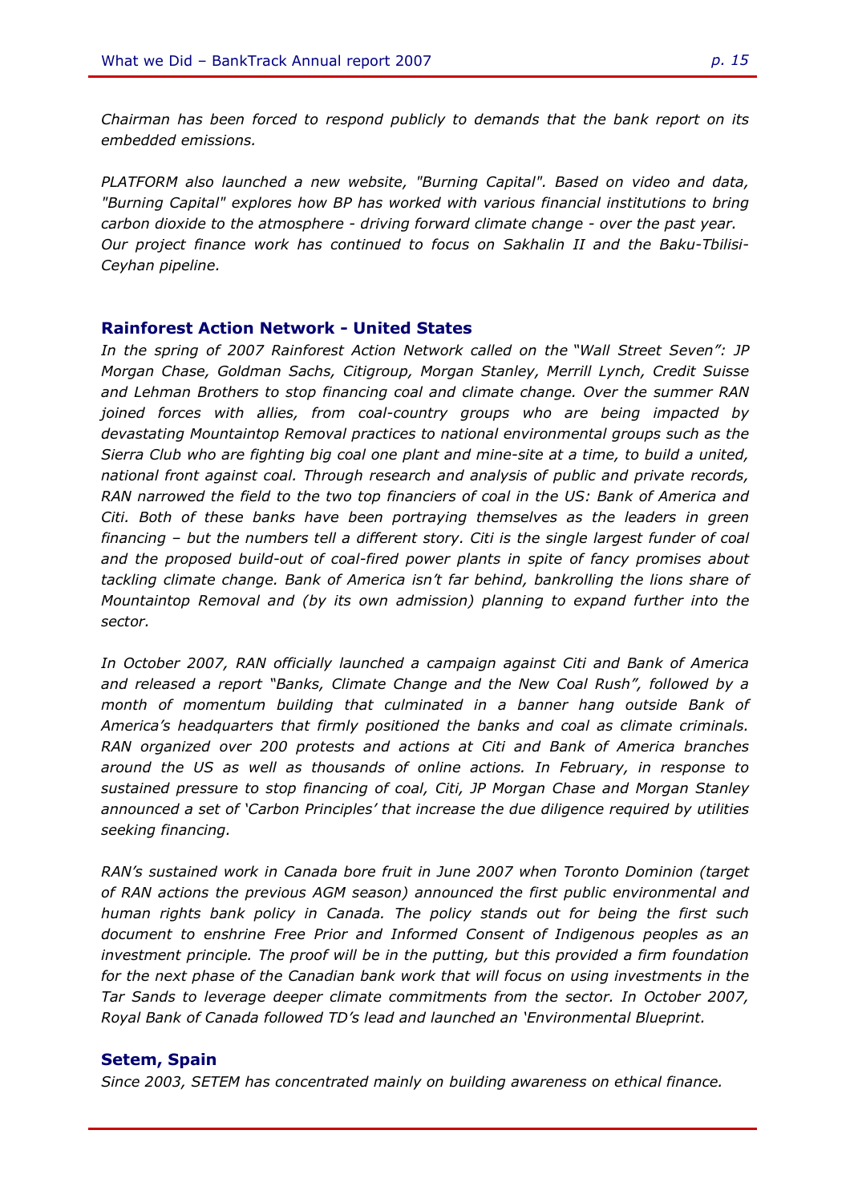*Chairman has been forced to respond publicly to demands that the bank report on its embedded emissions.*

*PLATFORM also launched a new website, "Burning Capital". Based on video and data, "Burning Capital" explores how BP has worked with various financial institutions to bring carbon dioxide to the atmosphere - driving forward climate change - over the past year. Our project finance work has continued to focus on Sakhalin II and the Baku-Tbilisi-Ceyhan pipeline.*

## Rainforest Action Network - United States

*In the spring of 2007 Rainforest Action Network called on the "Wall Street Seven": JP Morgan Chase, Goldman Sachs, Citigroup, Morgan Stanley, Merrill Lynch, Credit Suisse and Lehman Brothers to stop financing coal and climate change. Over the summer RAN joined forces with allies, from coal-country groups who are being impacted by devastating Mountaintop Removal practices to national environmental groups such as the Sierra Club who are fighting big coal one plant and mine-site at a time, to build a united, national front against coal. Through research and analysis of public and private records, RAN narrowed the field to the two top financiers of coal in the US: Bank of America and Citi. Both of these banks have been portraying themselves as the leaders in green financing – but the numbers tell a different story. Citi is the single largest funder of coal and the proposed build-out of coal-fired power plants in spite of fancy promises about tackling climate change. Bank of America isn't far behind, bankrolling the lions share of Mountaintop Removal and (by its own admission) planning to expand further into the sector.*

*In October 2007, RAN officially launched a campaign against Citi and Bank of America and released a report "Banks, Climate Change and the New Coal Rush", followed by a month of momentum building that culminated in a banner hang outside Bank of America's headquarters that firmly positioned the banks and coal as climate criminals. RAN organized over 200 protests and actions at Citi and Bank of America branches around the US as well as thousands of online actions. In February, in response to sustained pressure to stop financing of coal, Citi, JP Morgan Chase and Morgan Stanley announced a set of 'Carbon Principles' that increase the due diligence required by utilities seeking financing.*

*RAN's sustained work in Canada bore fruit in June 2007 when Toronto Dominion (target of RAN actions the previous AGM season) announced the first public environmental and human rights bank policy in Canada. The policy stands out for being the first such document to enshrine Free Prior and Informed Consent of Indigenous peoples as an investment principle. The proof will be in the putting, but this provided a firm foundation for the next phase of the Canadian bank work that will focus on using investments in the Tar Sands to leverage deeper climate commitments from the sector. In October 2007, Royal Bank of Canada followed TD's lead and launched an 'Environmental Blueprint.*

## Setem, Spain

*Since 2003, SETEM has concentrated mainly on building awareness on ethical finance.*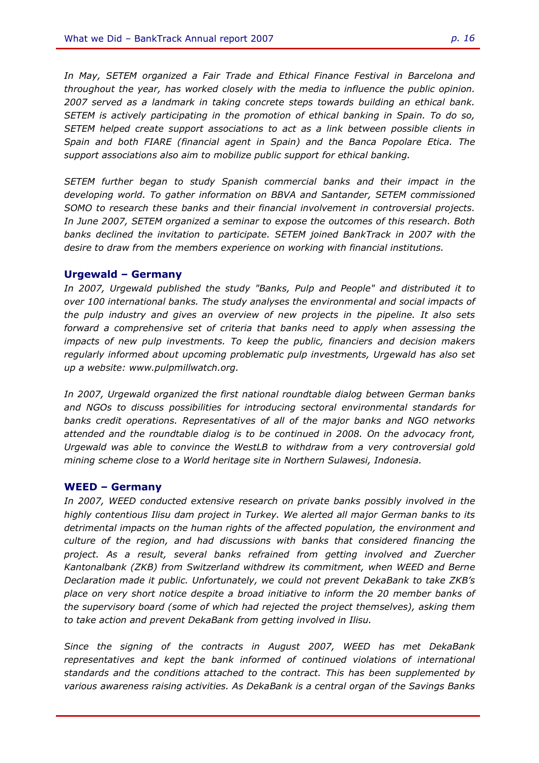*In May, SETEM organized a Fair Trade and Ethical Finance Festival in Barcelona and throughout the year, has worked closely with the media to influence the public opinion. 2007 served as a landmark in taking concrete steps towards building an ethical bank. SETEM is actively participating in the promotion of ethical banking in Spain. To do so, SETEM helped create support associations to act as a link between possible clients in Spain and both FIARE (financial agent in Spain) and the Banca Popolare Etica. The support associations also aim to mobilize public support for ethical banking.*

*SETEM further began to study Spanish commercial banks and their impact in the developing world. To gather information on BBVA and Santander, SETEM commissioned SOMO to research these banks and their financial involvement in controversial projects. In June 2007, SETEM organized a seminar to expose the outcomes of this research. Both banks declined the invitation to participate. SETEM joined BankTrack in 2007 with the desire to draw from the members experience on working with financial institutions.*

### Urgewald – Germany

*In 2007, Urgewald published the study "Banks, Pulp and People" and distributed it to over 100 international banks. The study analyses the environmental and social impacts of the pulp industry and gives an overview of new projects in the pipeline. It also sets forward a comprehensive set of criteria that banks need to apply when assessing the impacts of new pulp investments. To keep the public, financiers and decision makers regularly informed about upcoming problematic pulp investments, Urgewald has also set up a website: www.pulpmillwatch.org.*

*In 2007, Urgewald organized the first national roundtable dialog between German banks and NGOs to discuss possibilities for introducing sectoral environmental standards for banks credit operations. Representatives of all of the major banks and NGO networks attended and the roundtable dialog is to be continued in 2008. On the advocacy front, Urgewald was able to convince the WestLB to withdraw from a very controversial gold mining scheme close to a World heritage site in Northern Sulawesi, Indonesia.*

### WEED – Germany

*In 2007, WEED conducted extensive research on private banks possibly involved in the highly contentious Ilisu dam project in Turkey. We alerted all major German banks to its detrimental impacts on the human rights of the affected population, the environment and culture of the region, and had discussions with banks that considered financing the project. As a result, several banks refrained from getting involved and Zuercher Kantonalbank (ZKB) from Switzerland withdrew its commitment, when WEED and Berne Declaration made it public. Unfortunately, we could not prevent DekaBank to take ZKB's place on very short notice despite a broad initiative to inform the 20 member banks of the supervisory board (some of which had rejected the project themselves), asking them to take action and prevent DekaBank from getting involved in Ilisu.*

*Since the signing of the contracts in August 2007, WEED has met DekaBank representatives and kept the bank informed of continued violations of international standards and the conditions attached to the contract. This has been supplemented by various awareness raising activities. As DekaBank is a central organ of the Savings Banks*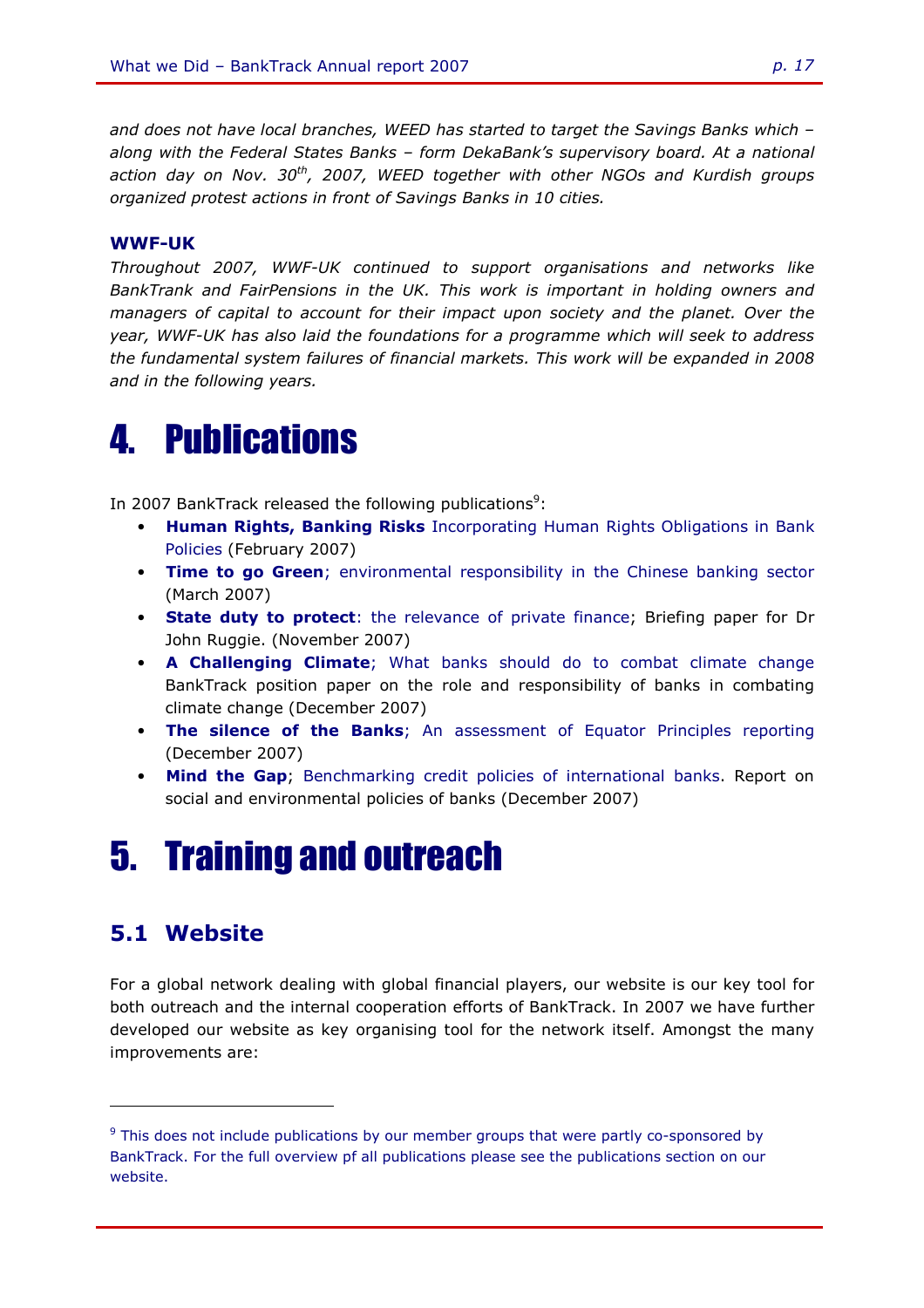*and does not have local branches, WEED has started to target the Savings Banks which – along with the Federal States Banks – form DekaBank's supervisory board. At a national action day on Nov. 30th, 2007, WEED together with other NGOs and Kurdish groups organized protest actions in front of Savings Banks in 10 cities.*

**WWF-UK**

*Throughout 2007, WWF-UK continued to support organisations and networks like BankTrank and FairPensions in the UK. This work is important in holding owners and managers of capital to account for their impact upon society and the planet. Over the year, WWF-UK has also laid the foundations for a programme which will seek to address the fundamental system failures of financial markets. This work will be expanded in 2008 and in the following years.*

# 4. Publications

In 2007 BankTrack released the following publications[9]:

- **Human Rights, Banking Risks** Incorporating Human Rights Obligations in Bank Policies (February 2007)
- **Time to go Green**; environmental responsibility in the Chinese banking sector (March 2007)
- **State duty to protect**: the relevance of private finance; Briefing paper for Dr John Ruggie. (November 2007)
- **A Challenging Climate**; What banks should do to combat climate change BankTrack position paper on the role and responsibility of banks in combating climate change (December 2007)
- **The silence of the Banks**; An assessment of Equator Principles reporting (December 2007)
- **Mind the Gap**; Benchmarking credit policies of international banks. Report on social and environmental policies of banks (December 2007)

# 5. Training and outreach

## 5.1 Website

For a global network dealing with global financial players, our website is our key tool for both outreach and the internal cooperation efforts of BankTrack. In 2007 we have further developed our website as key organising tool for the network itself. Amongst the many improvements are:

[9] This does not include publications by our member groups that were partly co-sponsored by BankTrack. For the full overview pf all publications please see the publications section on our website.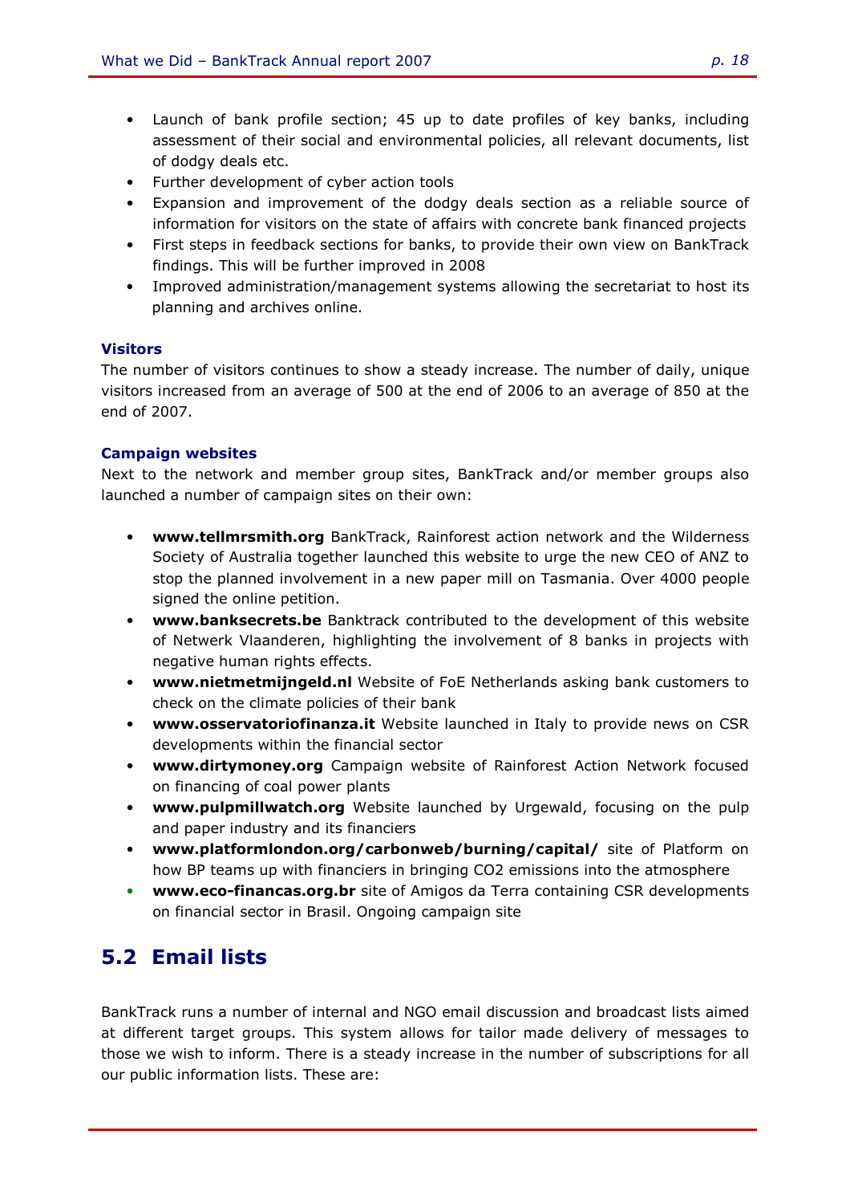- Launch of bank profile section; 45 up to date profiles of key banks, including assessment of their social and environmental policies, all relevant documents, list of dodgy deals etc.
- Further development of cyber action tools
- Expansion and improvement of the dodgy deals section as a reliable source of information for visitors on the state of affairs with concrete bank financed projects
- First steps in feedback sections for banks, to provide their own view on BankTrack findings. This will be further improved in 2008
- Improved administration/management systems allowing the secretariat to host its planning and archives online.

**Visitors**

The number of visitors continues to show a steady increase. The number of daily, unique visitors increased from an average of 500 at the end of 2006 to an average of 850 at the end of 2007.

**Campaign websites**

Next to the network and member group sites, BankTrack and/or member groups also launched a number of campaign sites on their own:

- **www.tellmrsmith.org** BankTrack, Rainforest action network and the Wilderness Society of Australia together launched this website to urge the new CEO of ANZ to stop the planned involvement in a new paper mill on Tasmania. Over 4000 people signed the online petition.
- **www.banksecrets.be** Banktrack contributed to the development of this website of Netwerk Vlaanderen, highlighting the involvement of 8 banks in projects with negative human rights effects.
- **www.nietmetmijngeld.nl** Website of FoE Netherlands asking bank customers to check on the climate policies of their bank
- **www.osservatoriofinanza.it** Website launched in Italy to provide news on CSR developments within the financial sector
- **www.dirtymoney.org** Campaign website of Rainforest Action Network focused on financing of coal power plants
- **www.pulpmillwatch.org** Website launched by Urgewald, focusing on the pulp and paper industry and its financiers
- **www.platformlondon.org/carbonweb/burning/capital/** site of Platform on how BP teams up with financiers in bringing CO2 emissions into the atmosphere
- **www.eco-financas.org.br** site of Amigos da Terra containing CSR developments on financial sector in Brasil. Ongoing campaign site

## 5.2 Email lists

BankTrack runs a number of internal and NGO email discussion and broadcast lists aimed at different target groups. This system allows for tailor made delivery of messages to those we wish to inform. There is a steady increase in the number of subscriptions for all our public information lists. These are: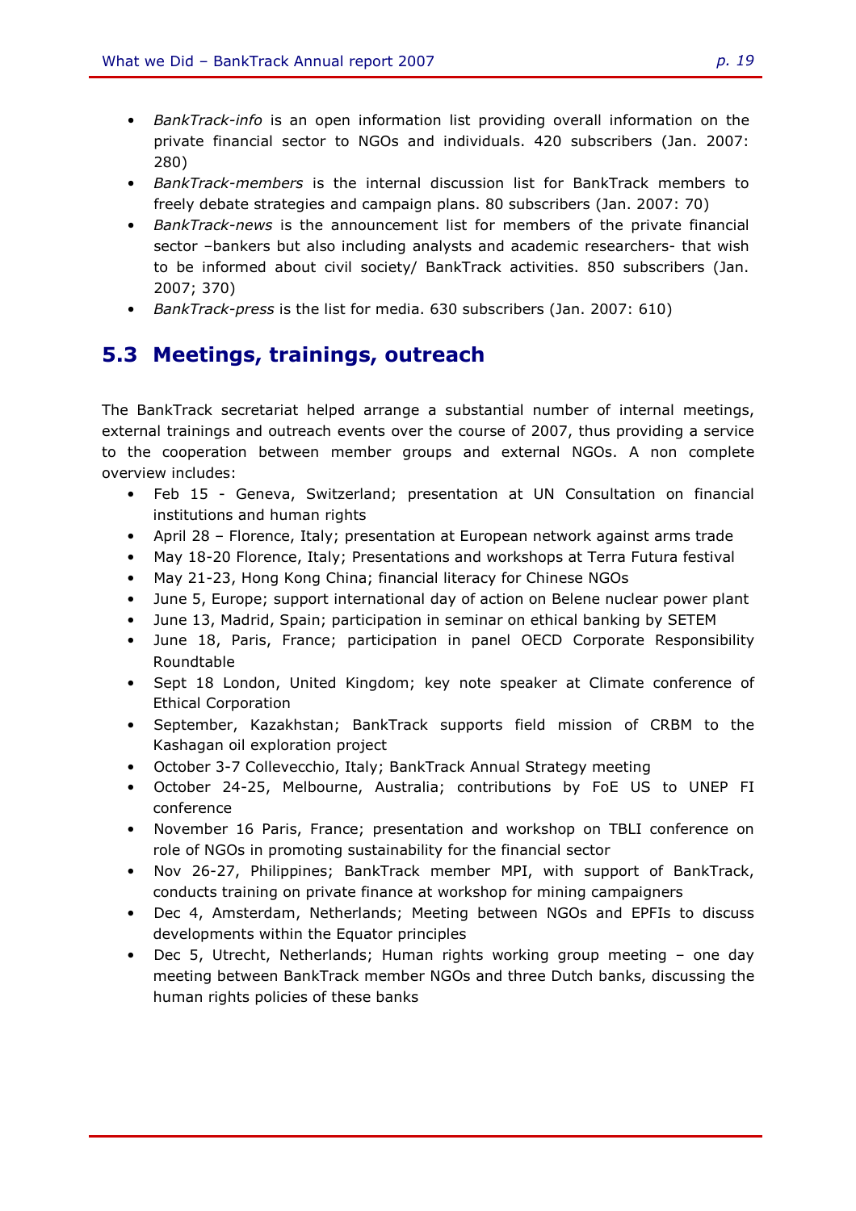- *BankTrack-info* is an open information list providing overall information on the private financial sector to NGOs and individuals. 420 subscribers (Jan. 2007: 280)
- *BankTrack-members* is the internal discussion list for BankTrack members to freely debate strategies and campaign plans. 80 subscribers (Jan. 2007: 70)
- *BankTrack-news* is the announcement list for members of the private financial sector –bankers but also including analysts and academic researchers- that wish to be informed about civil society/ BankTrack activities. 850 subscribers (Jan. 2007; 370)
- *BankTrack-press* is the list for media. 630 subscribers (Jan. 2007: 610)

## 5.3 Meetings, trainings, outreach

The BankTrack secretariat helped arrange a substantial number of internal meetings, external trainings and outreach events over the course of 2007, thus providing a service to the cooperation between member groups and external NGOs. A non complete overview includes:

- Feb 15 - Geneva, Switzerland; presentation at UN Consultation on financial institutions and human rights
- April 28 – Florence, Italy; presentation at European network against arms trade
- May 18-20 Florence, Italy; Presentations and workshops at Terra Futura festival
- May 21-23, Hong Kong China; financial literacy for Chinese NGOs
- June 5, Europe; support international day of action on Belene nuclear power plant
- June 13, Madrid, Spain; participation in seminar on ethical banking by SETEM
- June 18, Paris, France; participation in panel OECD Corporate Responsibility Roundtable
- Sept 18 London, United Kingdom; key note speaker at Climate conference of Ethical Corporation
- September, Kazakhstan; BankTrack supports field mission of CRBM to the Kashagan oil exploration project
- October 3-7 Collevecchio, Italy; BankTrack Annual Strategy meeting
- October 24-25, Melbourne, Australia; contributions by FoE US to UNEP FI conference
- November 16 Paris, France; presentation and workshop on TBLI conference on role of NGOs in promoting sustainability for the financial sector
- Nov 26-27, Philippines; BankTrack member MPI, with support of BankTrack, conducts training on private finance at workshop for mining campaigners
- Dec 4, Amsterdam, Netherlands; Meeting between NGOs and EPFIs to discuss developments within the Equator principles
- Dec 5, Utrecht, Netherlands; Human rights working group meeting – one day meeting between BankTrack member NGOs and three Dutch banks, discussing the human rights policies of these banks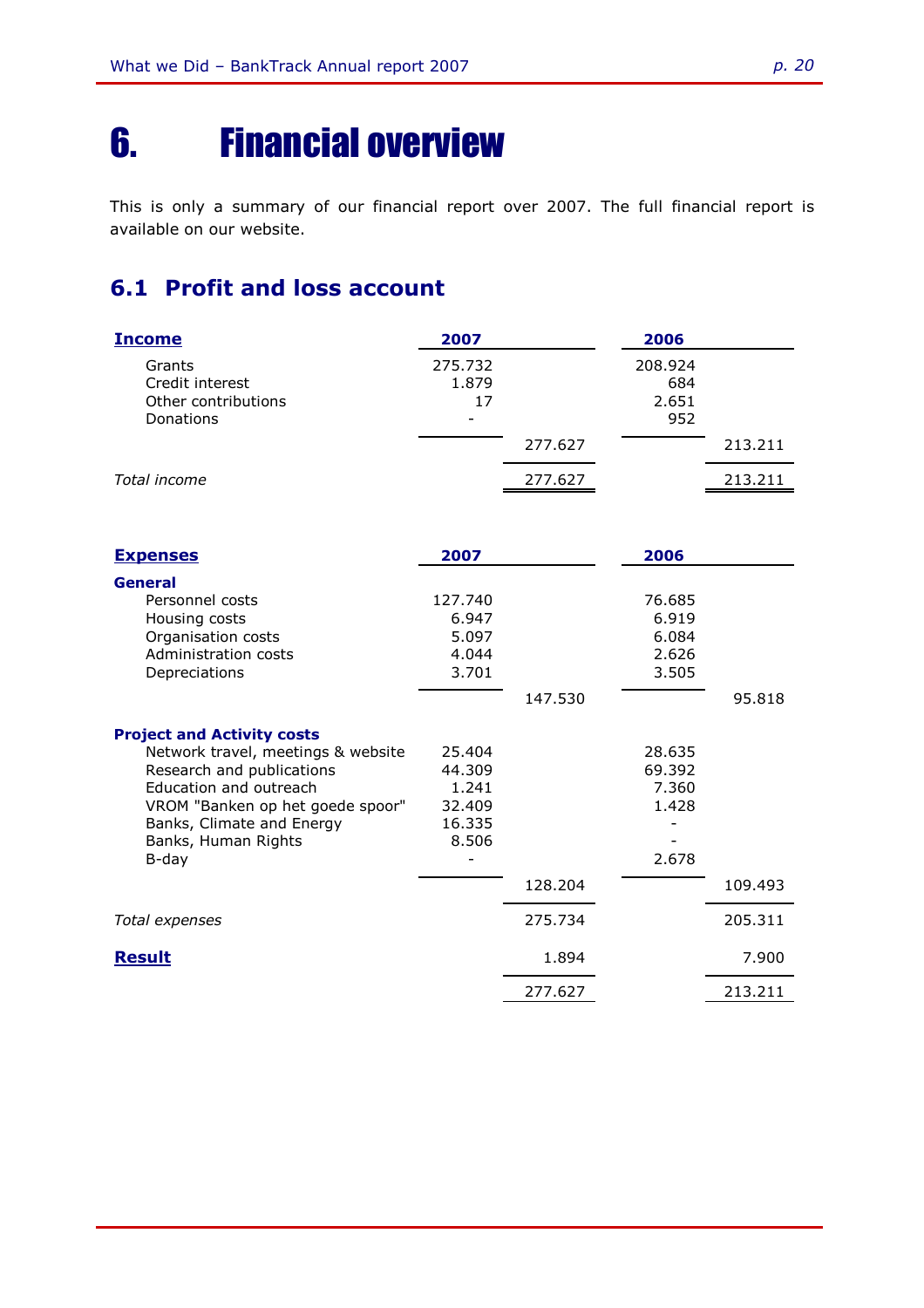# 6. Financial overview

This is only a summary of our financial report over 2007. The full financial report is available on our website.

## 6.1 Profit and loss account

| **Income** | **2007** | | **2006** | |
|---|---|---|---|---|
| Grants | 275.732 | | 208.924 | |
| Credit interest | 1.879 | | 684 | |
| Other contributions | 17 | | 2.651 | |
| Donations | - | | 952 | |
| | | 277.627 | | 213.211 |
| *Total income* | | 277.627 | | 213.211 |

| **Expenses** | **2007** | | **2006** | |
|---|---|---|---|---|
| **General** | | | | |
| Personnel costs | 127.740 | | 76.685 | |
| Housing costs | 6.947 | | 6.919 | |
| Organisation costs | 5.097 | | 6.084 | |
| Administration costs | 4.044 | | 2.626 | |
| Depreciations | 3.701 | | 3.505 | |
| | | 147.530 | | 95.818 |
| **Project and Activity costs** | | | | |
| Network travel, meetings & website | 25.404 | | 28.635 | |
| Research and publications | 44.309 | | 69.392 | |
| Education and outreach | 1.241 | | 7.360 | |
| VROM "Banken op het goede spoor" | 32.409 | | 1.428 | |
| Banks, Climate and Energy | 16.335 | | - | |
| Banks, Human Rights | 8.506 | | - | |
| B-day | - | | 2.678 | |
| | | 128.204 | | 109.493 |
| *Total expenses* | | 275.734 | | 205.311 |
| **Result** | | 1.894 | | 7.900 |
| | | 277.627 | | 213.211 |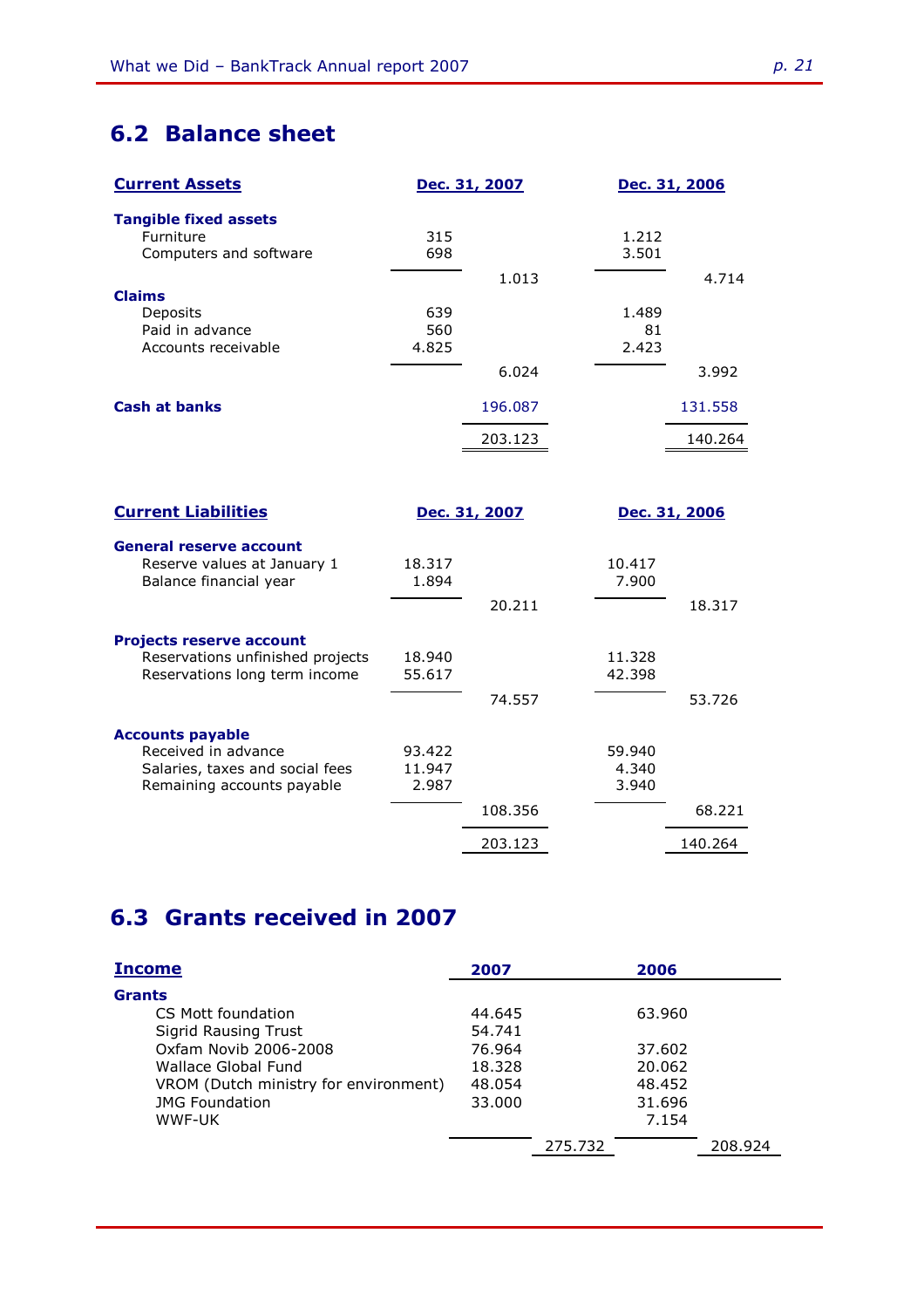## 6.2 Balance sheet

| **Current Assets** | **Dec. 31, 2007** | | **Dec. 31, 2006** | |
|---|---|---|---|---|
| **Tangible fixed assets** | | | | |
| Furniture | 315 | | 1.212 | |
| Computers and software | 698 | | 3.501 | |
| | | 1.013 | | 4.714 |
| **Claims** | | | | |
| Deposits | 639 | | 1.489 | |
| Paid in advance | 560 | | 81 | |
| Accounts receivable | 4.825 | | 2.423 | |
| | | 6.024 | | 3.992 |
| **Cash at banks** | | 196.087 | | 131.558 |
| | | 203.123 | | 140.264 |

| **Current Liabilities** | **Dec. 31, 2007** | | **Dec. 31, 2006** | |
|---|---|---|---|---|
| **General reserve account** | | | | |
| Reserve values at January 1 | 18.317 | | 10.417 | |
| Balance financial year | 1.894 | | 7.900 | |
| | | 20.211 | | 18.317 |
| **Projects reserve account** | | | | |
| Reservations unfinished projects | 18.940 | | 11.328 | |
| Reservations long term income | 55.617 | | 42.398 | |
| | | 74.557 | | 53.726 |
| **Accounts payable** | | | | |
| Received in advance | 93.422 | | 59.940 | |
| Salaries, taxes and social fees | 11.947 | | 4.340 | |
| Remaining accounts payable | 2.987 | | 3.940 | |
| | | 108.356 | | 68.221 |
| | | 203.123 | | 140.264 |

## 6.3 Grants received in 2007

| **Income** | **2007** | | **2006** | |
|---|---|---|---|---|
| **Grants** | | | | |
| CS Mott foundation | 44.645 | | 63.960 | |
| Sigrid Rausing Trust | 54.741 | | | |
| Oxfam Novib 2006-2008 | 76.964 | | 37.602 | |
| Wallace Global Fund | 18.328 | | 20.062 | |
| VROM (Dutch ministry for environment) | 48.054 | | 48.452 | |
| JMG Foundation | 33.000 | | 31.696 | |
| WWF-UK | | | 7.154 | |
| | | 275.732 | | 208.924 |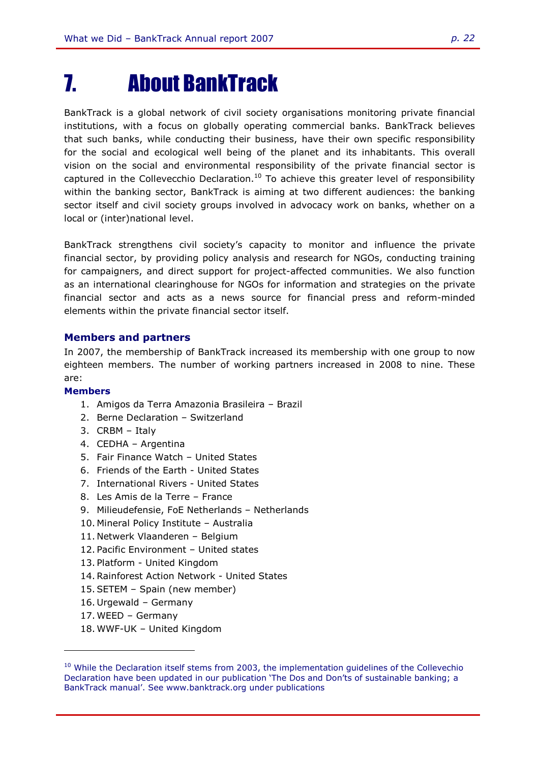# 7. About BankTrack

BankTrack is a global network of civil society organisations monitoring private financial institutions, with a focus on globally operating commercial banks. BankTrack believes that such banks, while conducting their business, have their own specific responsibility for the social and ecological well being of the planet and its inhabitants. This overall vision on the social and environmental responsibility of the private financial sector is captured in the Collevecchio Declaration.[10] To achieve this greater level of responsibility within the banking sector, BankTrack is aiming at two different audiences: the banking sector itself and civil society groups involved in advocacy work on banks, whether on a local or (inter)national level.

BankTrack strengthens civil society's capacity to monitor and influence the private financial sector, by providing policy analysis and research for NGOs, conducting training for campaigners, and direct support for project-affected communities. We also function as an international clearinghouse for NGOs for information and strategies on the private financial sector and acts as a news source for financial press and reform-minded elements within the private financial sector itself.

## Members and partners

In 2007, the membership of BankTrack increased its membership with one group to now eighteen members. The number of working partners increased in 2008 to nine. These are:

### Members

1. Amigos da Terra Amazonia Brasileira – Brazil
2. Berne Declaration – Switzerland
3. CRBM – Italy
4. CEDHA – Argentina
5. Fair Finance Watch – United States
6. Friends of the Earth - United States
7. International Rivers - United States
8. Les Amis de la Terre – France
9. Milieudefensie, FoE Netherlands – Netherlands
10. Mineral Policy Institute – Australia
11. Netwerk Vlaanderen – Belgium
12. Pacific Environment – United states
13. Platform - United Kingdom
14. Rainforest Action Network - United States
15. SETEM – Spain (new member)
16. Urgewald – Germany
17. WEED – Germany
18. WWF-UK – United Kingdom

---

[10] While the Declaration itself stems from 2003, the implementation guidelines of the Collevechio Declaration have been updated in our publication 'The Dos and Don'ts of sustainable banking; a BankTrack manual'. See www.banktrack.org under publications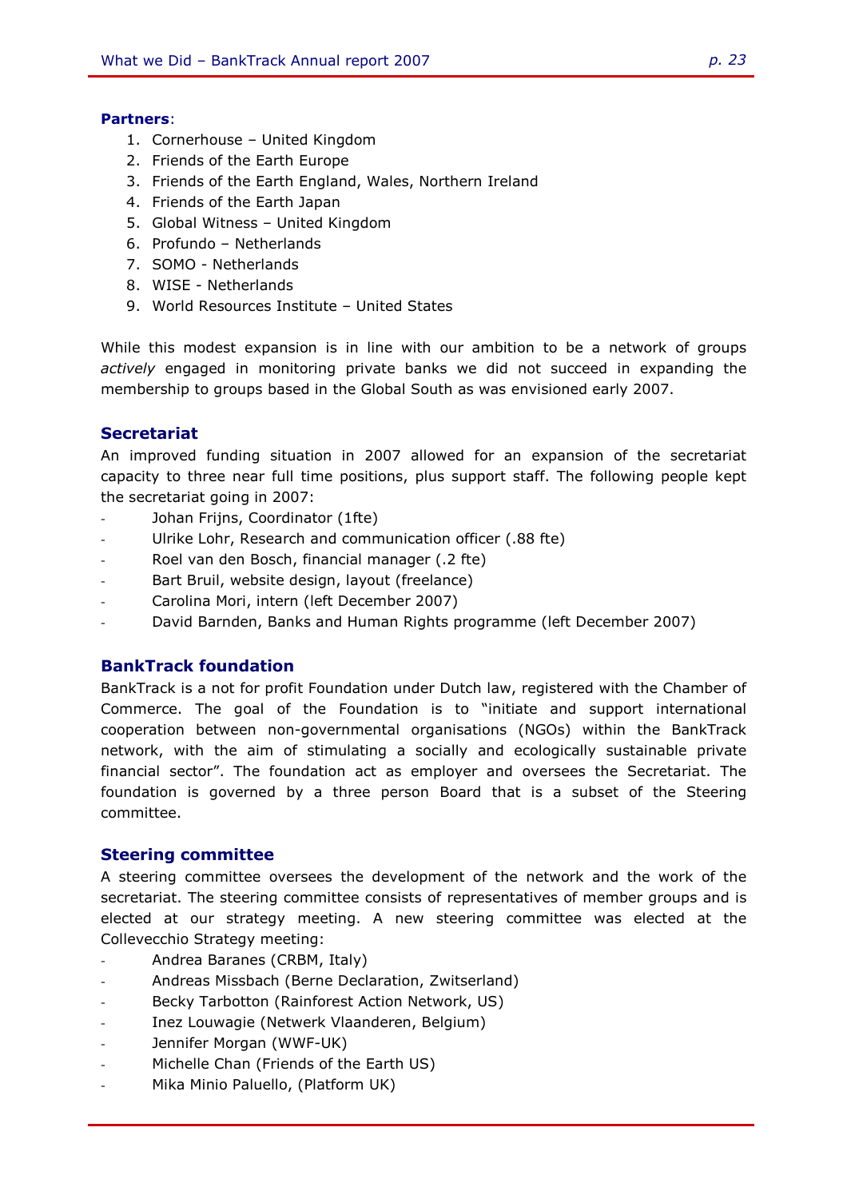**Partners**:

1. Cornerhouse – United Kingdom
2. Friends of the Earth Europe
3. Friends of the Earth England, Wales, Northern Ireland
4. Friends of the Earth Japan
5. Global Witness – United Kingdom
6. Profundo – Netherlands
7. SOMO - Netherlands
8. WISE - Netherlands
9. World Resources Institute – United States

While this modest expansion is in line with our ambition to be a network of groups *actively* engaged in monitoring private banks we did not succeed in expanding the membership to groups based in the Global South as was envisioned early 2007.

## Secretariat

An improved funding situation in 2007 allowed for an expansion of the secretariat capacity to three near full time positions, plus support staff. The following people kept the secretariat going in 2007:

- Johan Frijns, Coordinator (1fte)
- Ulrike Lohr, Research and communication officer (.88 fte)
- Roel van den Bosch, financial manager (.2 fte)
- Bart Bruil, website design, layout (freelance)
- Carolina Mori, intern (left December 2007)
- David Barnden, Banks and Human Rights programme (left December 2007)

## BankTrack foundation

BankTrack is a not for profit Foundation under Dutch law, registered with the Chamber of Commerce. The goal of the Foundation is to "initiate and support international cooperation between non-governmental organisations (NGOs) within the BankTrack network, with the aim of stimulating a socially and ecologically sustainable private financial sector". The foundation act as employer and oversees the Secretariat. The foundation is governed by a three person Board that is a subset of the Steering committee.

## Steering committee

A steering committee oversees the development of the network and the work of the secretariat. The steering committee consists of representatives of member groups and is elected at our strategy meeting. A new steering committee was elected at the Collevecchio Strategy meeting:

- Andrea Baranes (CRBM, Italy)
- Andreas Missbach (Berne Declaration, Zwitserland)
- Becky Tarbotton (Rainforest Action Network, US)
- Inez Louwagie (Netwerk Vlaanderen, Belgium)
- Jennifer Morgan (WWF-UK)
- Michelle Chan (Friends of the Earth US)
- Mika Minio Paluello, (Platform UK)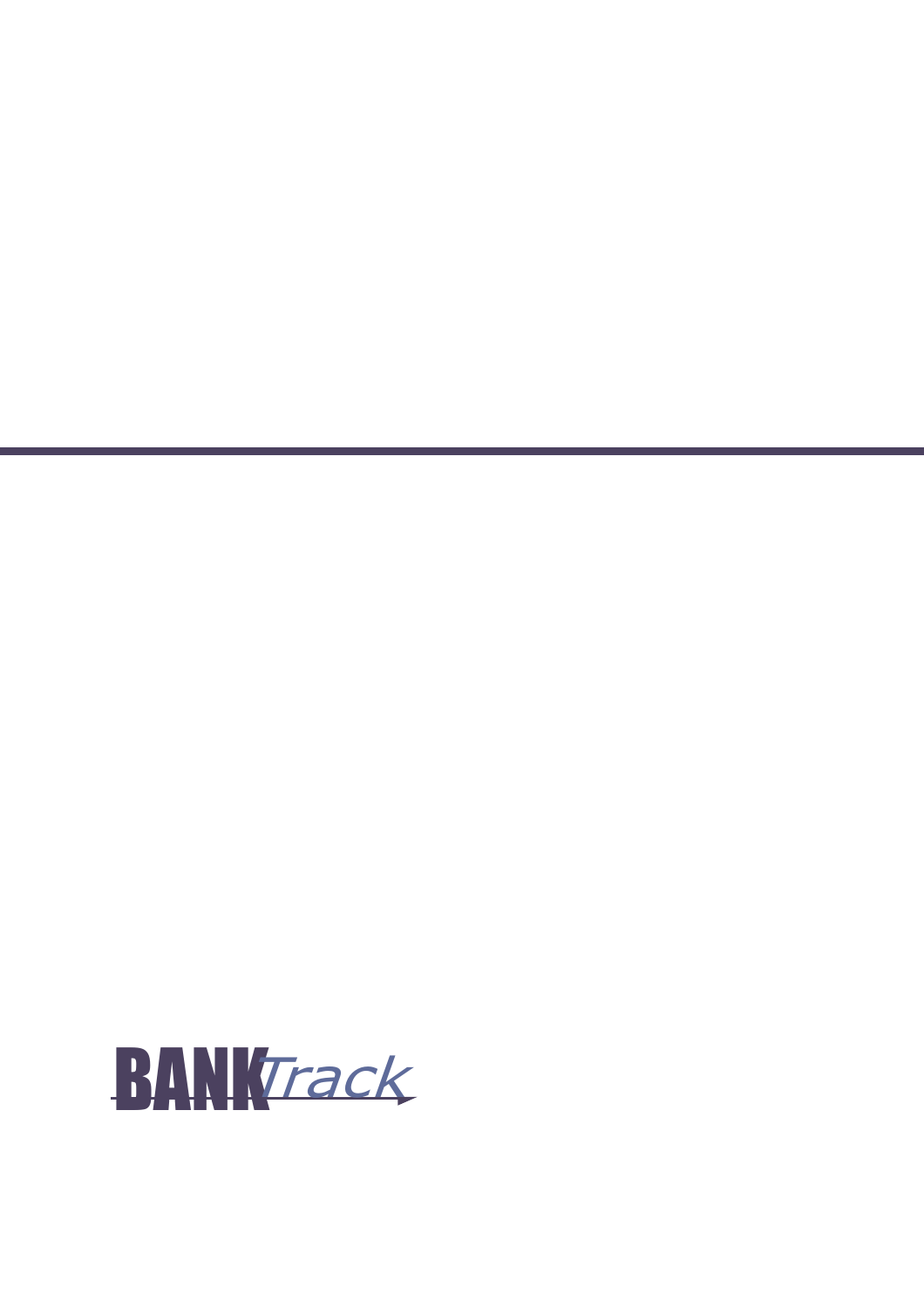BANKTrack